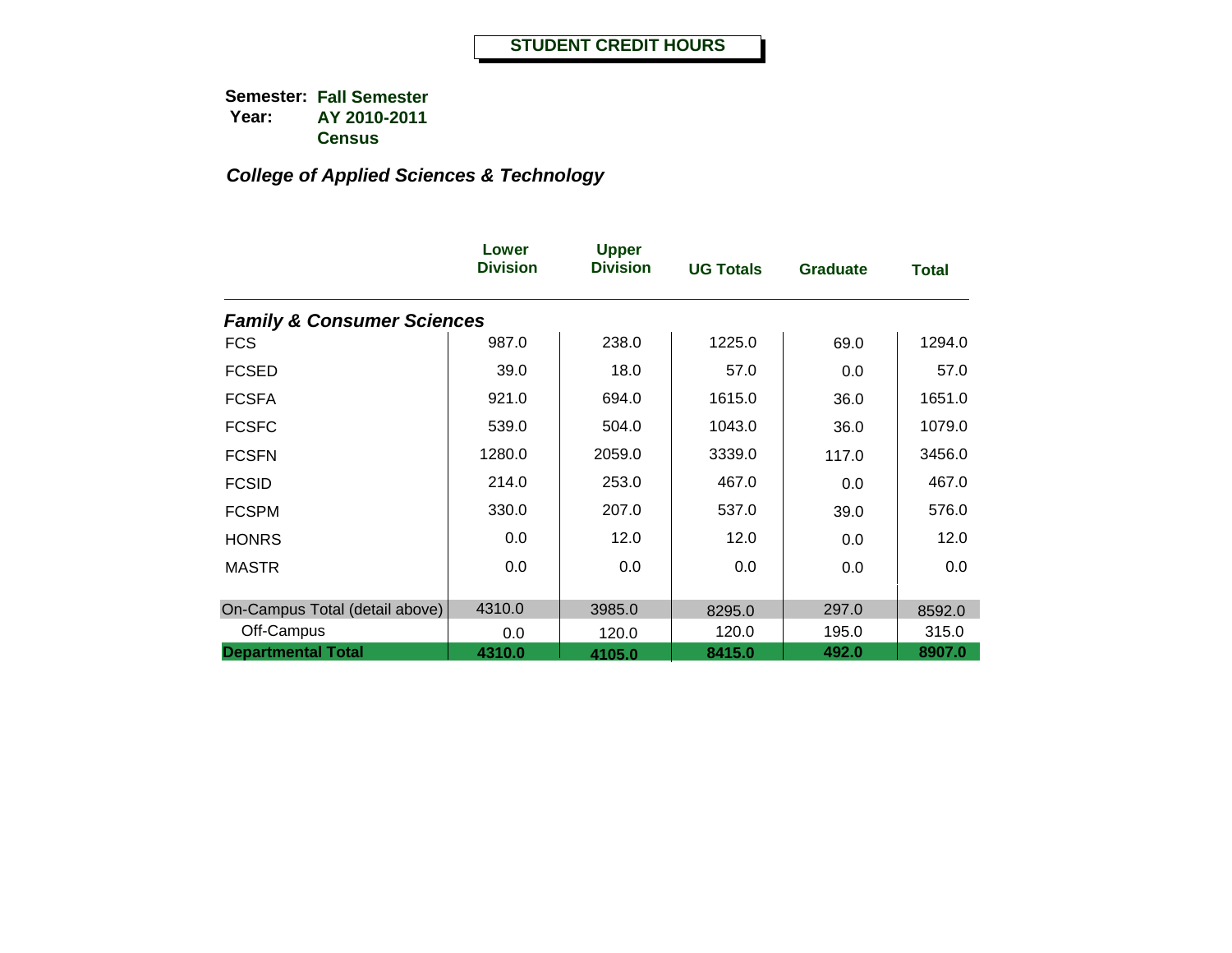# STUDENT CREDIT HOURS

**Semester:** **Fall Semester**
**Year:** **AY 2010-2011**
**Census**

## *College of Applied Sciences & Technology*

| | Lower Division | Upper Division | UG Totals | Graduate | Total |
|---|---|---|---|---|---|
| ***Family & Consumer Sciences*** | | | | | |
| FCS | 987.0 | 238.0 | 1225.0 | 69.0 | 1294.0 |
| FCSED | 39.0 | 18.0 | 57.0 | 0.0 | 57.0 |
| FCSFA | 921.0 | 694.0 | 1615.0 | 36.0 | 1651.0 |
| FCSFC | 539.0 | 504.0 | 1043.0 | 36.0 | 1079.0 |
| FCSFN | 1280.0 | 2059.0 | 3339.0 | 117.0 | 3456.0 |
| FCSID | 214.0 | 253.0 | 467.0 | 0.0 | 467.0 |
| FCSPM | 330.0 | 207.0 | 537.0 | 39.0 | 576.0 |
| HONRS | 0.0 | 12.0 | 12.0 | 0.0 | 12.0 |
| MASTR | 0.0 | 0.0 | 0.0 | 0.0 | 0.0 |
| On-Campus Total (detail above) | 4310.0 | 3985.0 | 8295.0 | 297.0 | 8592.0 |
| Off-Campus | 0.0 | 120.0 | 120.0 | 195.0 | 315.0 |
| **Departmental Total** | **4310.0** | **4105.0** | **8415.0** | **492.0** | **8907.0** |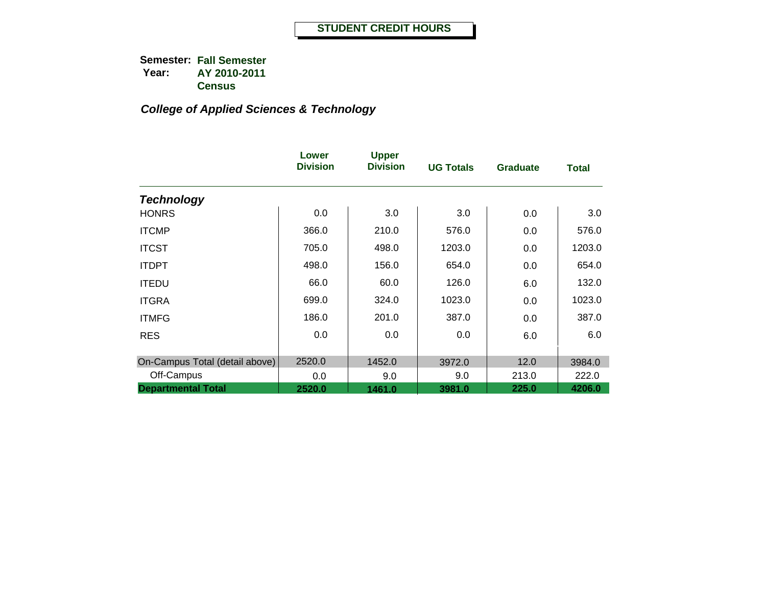# STUDENT CREDIT HOURS

**Semester:** **Fall Semester**
**Year:** **AY 2010-2011**
**Census**

## *College of Applied Sciences & Technology*

| | Lower Division | Upper Division | UG Totals | Graduate | Total |
|---|---|---|---|---|---|
| ***Technology*** | | | | | |
| HONRS | 0.0 | 3.0 | 3.0 | 0.0 | 3.0 |
| ITCMP | 366.0 | 210.0 | 576.0 | 0.0 | 576.0 |
| ITCST | 705.0 | 498.0 | 1203.0 | 0.0 | 1203.0 |
| ITDPT | 498.0 | 156.0 | 654.0 | 0.0 | 654.0 |
| ITEDU | 66.0 | 60.0 | 126.0 | 6.0 | 132.0 |
| ITGRA | 699.0 | 324.0 | 1023.0 | 0.0 | 1023.0 |
| ITMFG | 186.0 | 201.0 | 387.0 | 0.0 | 387.0 |
| RES | 0.0 | 0.0 | 0.0 | 6.0 | 6.0 |
| On-Campus Total (detail above) | 2520.0 | 1452.0 | 3972.0 | 12.0 | 3984.0 |
| Off-Campus | 0.0 | 9.0 | 9.0 | 213.0 | 222.0 |
| **Departmental Total** | **2520.0** | **1461.0** | **3981.0** | **225.0** | **4206.0** |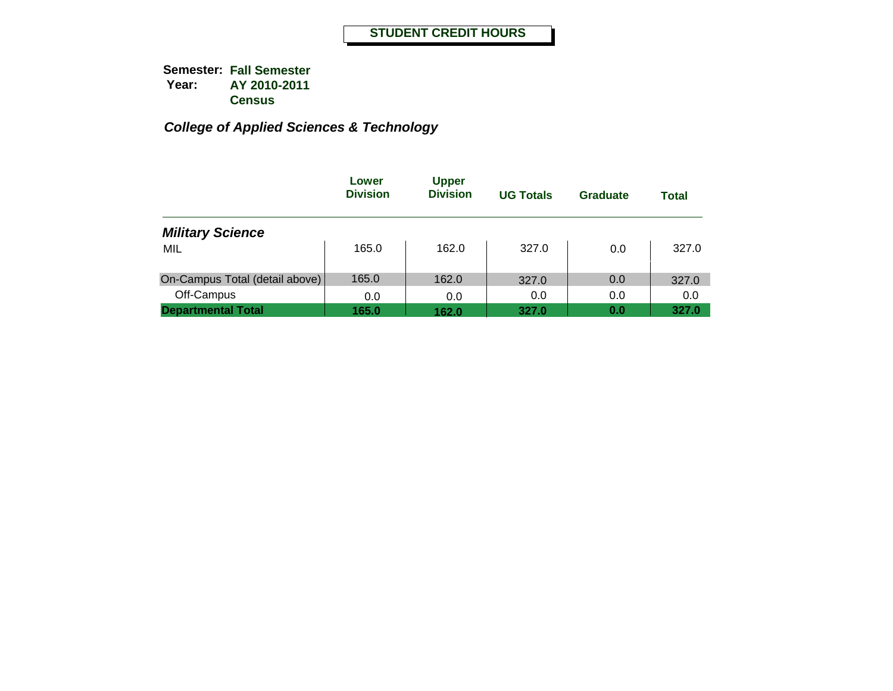# STUDENT CREDIT HOURS

**Semester:** **Fall Semester**
**Year:** **AY 2010-2011**
**Census**

***College of Applied Sciences & Technology***

| | Lower Division | Upper Division | UG Totals | Graduate | Total |
|---|---|---|---|---|---|
| ***Military Science*** | | | | | |
| MIL | 165.0 | 162.0 | 327.0 | 0.0 | 327.0 |
| On-Campus Total (detail above) | 165.0 | 162.0 | 327.0 | 0.0 | 327.0 |
| Off-Campus | 0.0 | 0.0 | 0.0 | 0.0 | 0.0 |
| **Departmental Total** | **165.0** | **162.0** | **327.0** | **0.0** | **327.0** |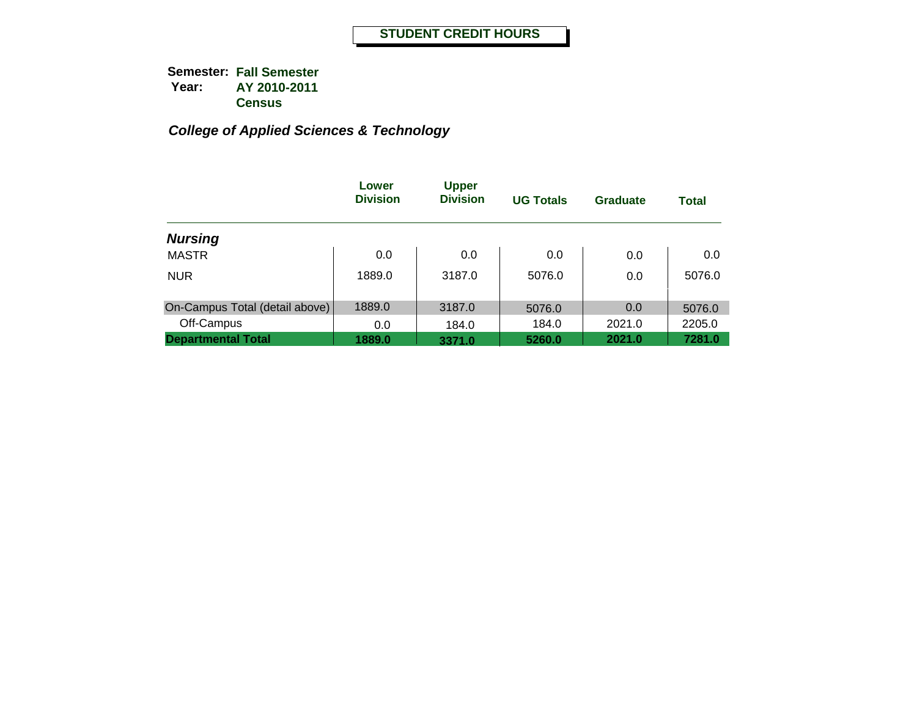# STUDENT CREDIT HOURS

**Semester:** **Fall Semester**
**Year:** **AY 2010-2011**
**Census**

***College of Applied Sciences & Technology***

| | Lower Division | Upper Division | UG Totals | Graduate | Total |
|---|---|---|---|---|---|
| ***Nursing*** | | | | | |
| MASTR | 0.0 | 0.0 | 0.0 | 0.0 | 0.0 |
| NUR | 1889.0 | 3187.0 | 5076.0 | 0.0 | 5076.0 |
| On-Campus Total (detail above) | 1889.0 | 3187.0 | 5076.0 | 0.0 | 5076.0 |
| Off-Campus | 0.0 | 184.0 | 184.0 | 2021.0 | 2205.0 |
| **Departmental Total** | **1889.0** | **3371.0** | **5260.0** | **2021.0** | **7281.0** |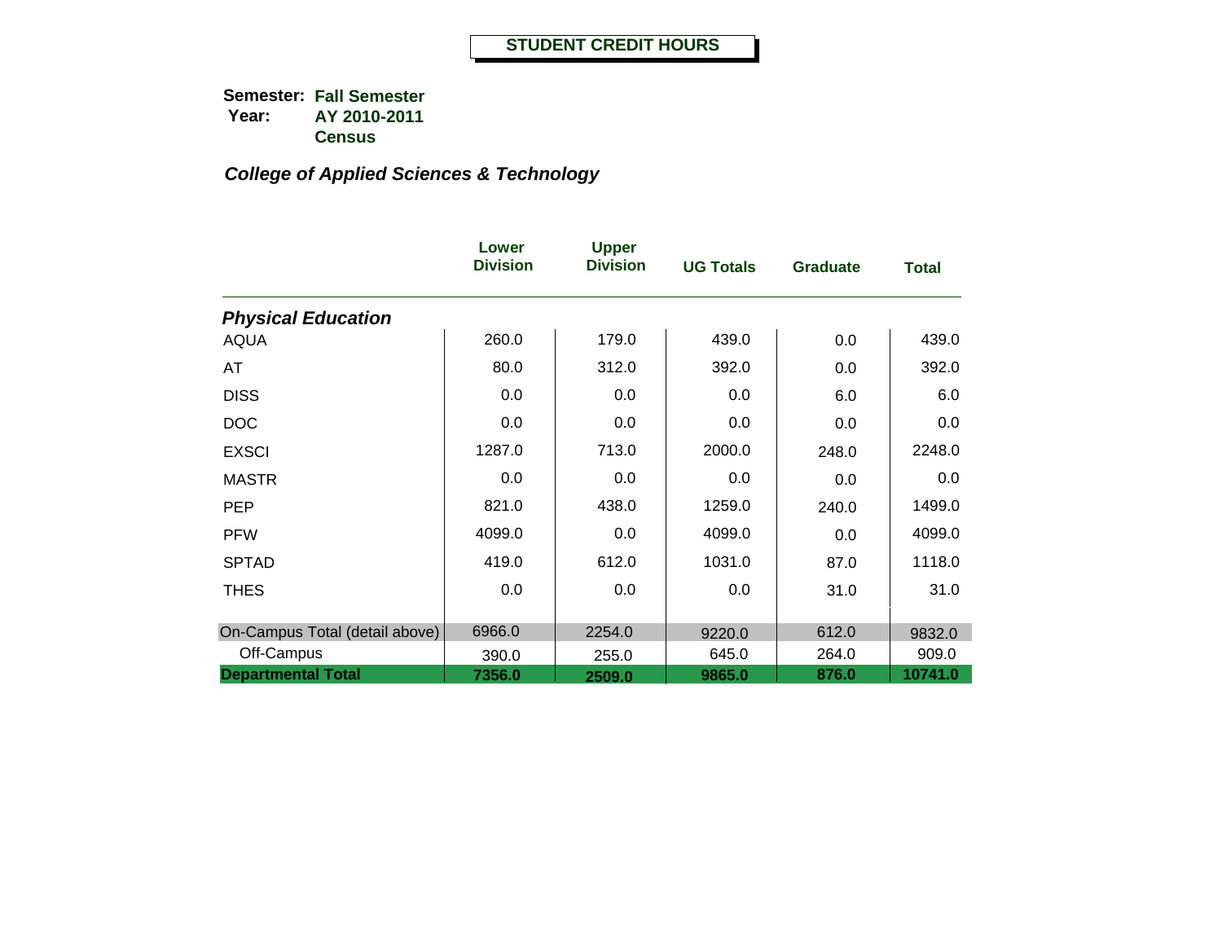# STUDENT CREDIT HOURS

**Semester:** **Fall Semester**
**Year:** **AY 2010-2011**
**Census**

***College of Applied Sciences & Technology***

| | Lower Division | Upper Division | UG Totals | Graduate | Total |
|---|---|---|---|---|---|
| ***Physical Education*** | | | | | |
| AQUA | 260.0 | 179.0 | 439.0 | 0.0 | 439.0 |
| AT | 80.0 | 312.0 | 392.0 | 0.0 | 392.0 |
| DISS | 0.0 | 0.0 | 0.0 | 6.0 | 6.0 |
| DOC | 0.0 | 0.0 | 0.0 | 0.0 | 0.0 |
| EXSCI | 1287.0 | 713.0 | 2000.0 | 248.0 | 2248.0 |
| MASTR | 0.0 | 0.0 | 0.0 | 0.0 | 0.0 |
| PEP | 821.0 | 438.0 | 1259.0 | 240.0 | 1499.0 |
| PFW | 4099.0 | 0.0 | 4099.0 | 0.0 | 4099.0 |
| SPTAD | 419.0 | 612.0 | 1031.0 | 87.0 | 1118.0 |
| THES | 0.0 | 0.0 | 0.0 | 31.0 | 31.0 |
| On-Campus Total (detail above) | 6966.0 | 2254.0 | 9220.0 | 612.0 | 9832.0 |
| Off-Campus | 390.0 | 255.0 | 645.0 | 264.0 | 909.0 |
| **Departmental Total** | **7356.0** | **2509.0** | **9865.0** | **876.0** | **10741.0** |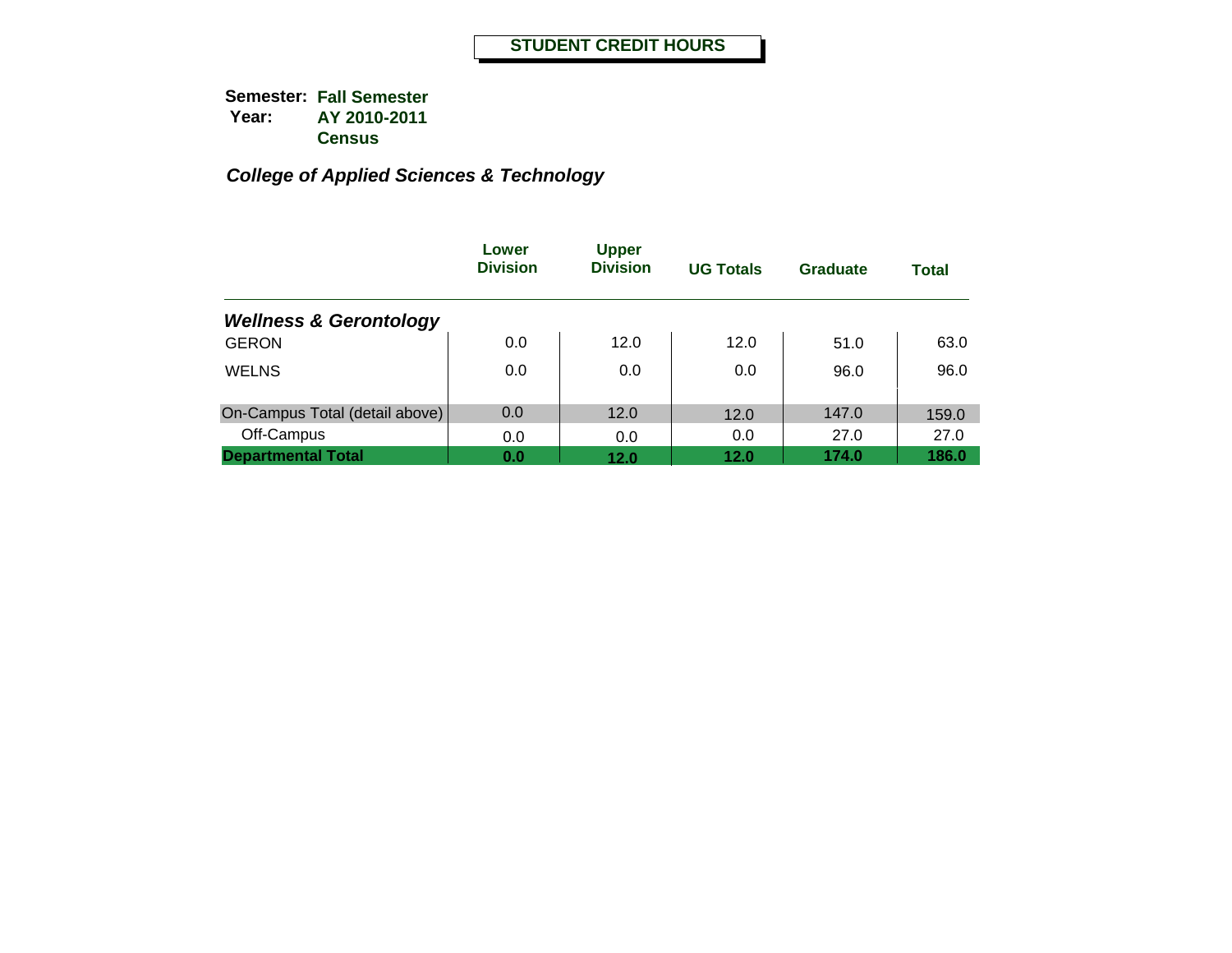**STUDENT CREDIT HOURS**

**Semester:** **Fall Semester**
**Year:** **AY 2010-2011**
**Census**

***College of Applied Sciences & Technology***

| | Lower Division | Upper Division | UG Totals | Graduate | Total |
|---|---|---|---|---|---|
| ***Wellness & Gerontology*** | | | | | |
| GERON | 0.0 | 12.0 | 12.0 | 51.0 | 63.0 |
| WELNS | 0.0 | 0.0 | 0.0 | 96.0 | 96.0 |
| On-Campus Total (detail above) | 0.0 | 12.0 | 12.0 | 147.0 | 159.0 |
| Off-Campus | 0.0 | 0.0 | 0.0 | 27.0 | 27.0 |
| **Departmental Total** | **0.0** | **12.0** | **12.0** | **174.0** | **186.0** |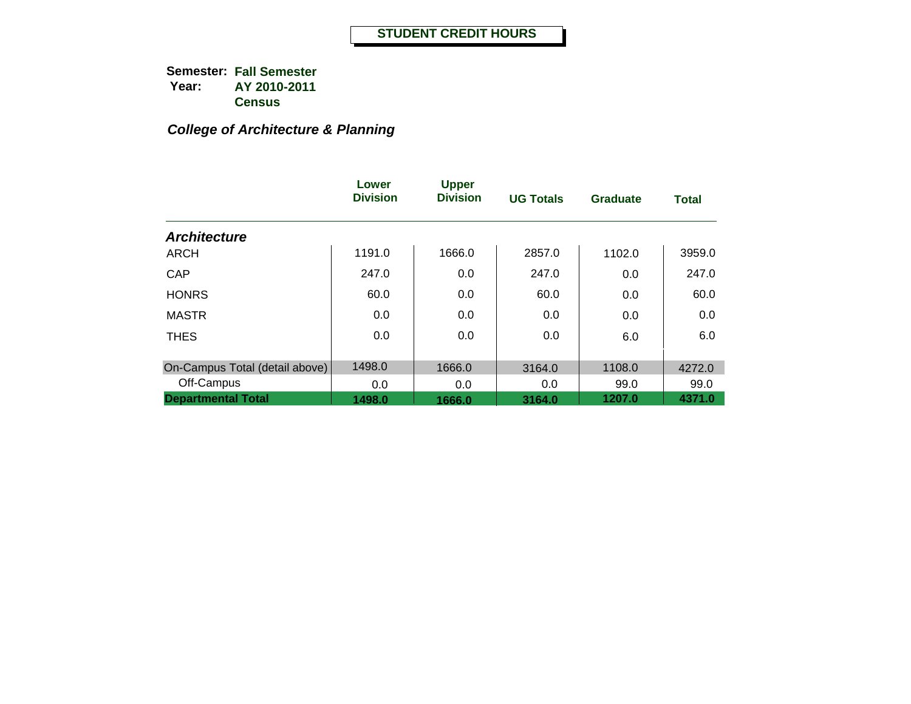# STUDENT CREDIT HOURS

**Semester:** **Fall Semester**
**Year:** **AY 2010-2011**
**Census**

***College of Architecture & Planning***

| | Lower Division | Upper Division | UG Totals | Graduate | Total |
|---|---|---|---|---|---|
| ***Architecture*** | | | | | |
| ARCH | 1191.0 | 1666.0 | 2857.0 | 1102.0 | 3959.0 |
| CAP | 247.0 | 0.0 | 247.0 | 0.0 | 247.0 |
| HONRS | 60.0 | 0.0 | 60.0 | 0.0 | 60.0 |
| MASTR | 0.0 | 0.0 | 0.0 | 0.0 | 0.0 |
| THES | 0.0 | 0.0 | 0.0 | 6.0 | 6.0 |
| On-Campus Total (detail above) | 1498.0 | 1666.0 | 3164.0 | 1108.0 | 4272.0 |
| Off-Campus | 0.0 | 0.0 | 0.0 | 99.0 | 99.0 |
| **Departmental Total** | **1498.0** | **1666.0** | **3164.0** | **1207.0** | **4371.0** |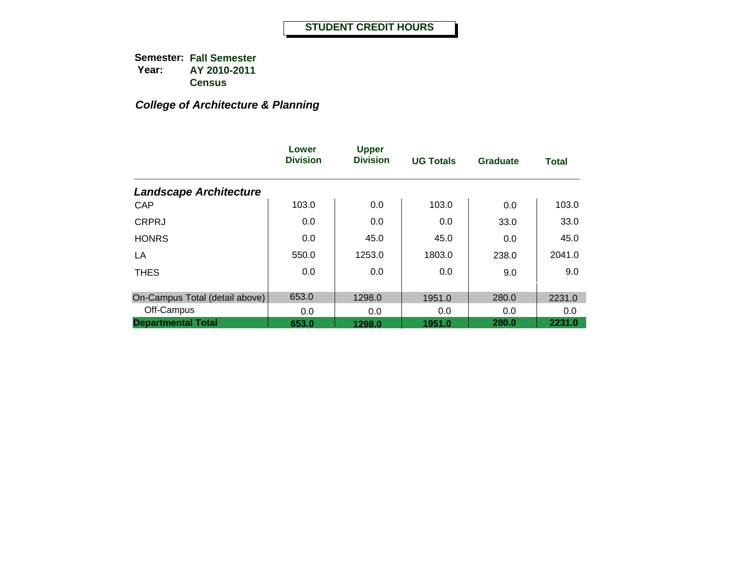# STUDENT CREDIT HOURS

**Semester:** **Fall Semester**
**Year:** **AY 2010-2011**
**Census**

***College of Architecture & Planning***

| | Lower Division | Upper Division | UG Totals | Graduate | Total |
|---|---|---|---|---|---|
| ***Landscape Architecture*** | | | | | |
| CAP | 103.0 | 0.0 | 103.0 | 0.0 | 103.0 |
| CRPRJ | 0.0 | 0.0 | 0.0 | 33.0 | 33.0 |
| HONRS | 0.0 | 45.0 | 45.0 | 0.0 | 45.0 |
| LA | 550.0 | 1253.0 | 1803.0 | 238.0 | 2041.0 |
| THES | 0.0 | 0.0 | 0.0 | 9.0 | 9.0 |
| On-Campus Total (detail above) | 653.0 | 1298.0 | 1951.0 | 280.0 | 2231.0 |
| Off-Campus | 0.0 | 0.0 | 0.0 | 0.0 | 0.0 |
| **Departmental Total** | **653.0** | **1298.0** | **1951.0** | **280.0** | **2231.0** |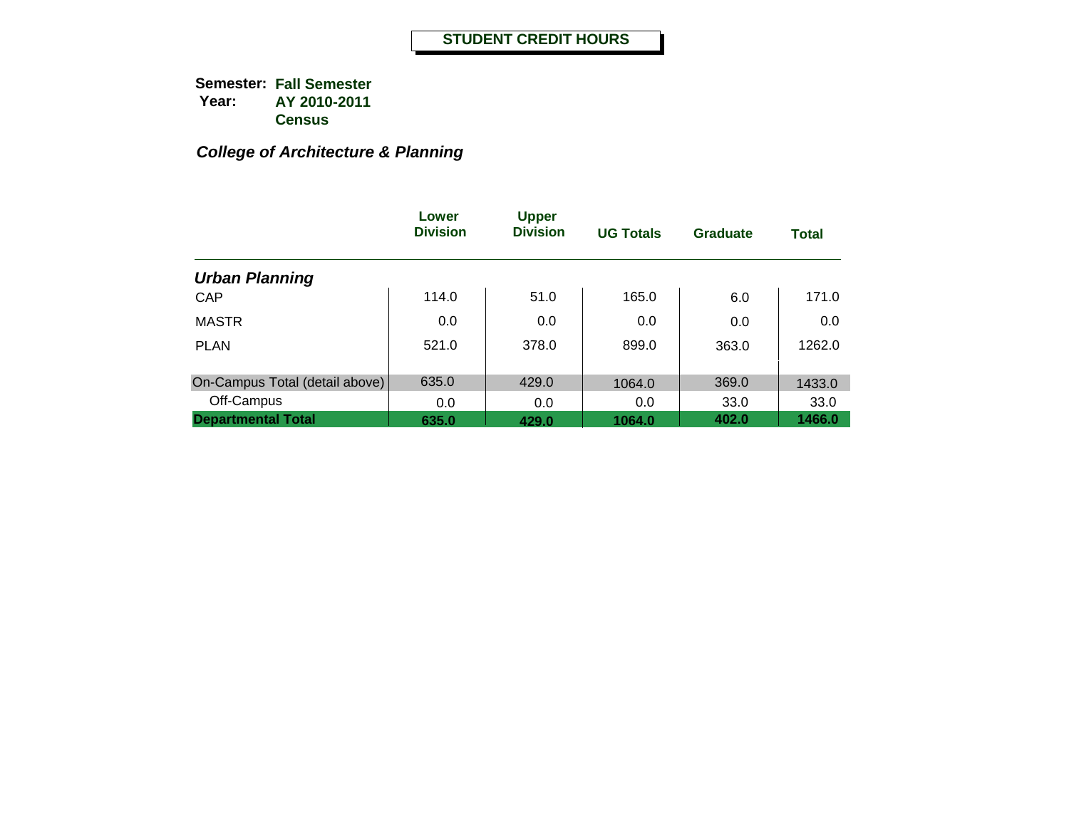# STUDENT CREDIT HOURS

**Semester:** **Fall Semester**
**Year:** **AY 2010-2011**
**Census**

## *College of Architecture & Planning*

| | Lower Division | Upper Division | UG Totals | Graduate | Total |
|---|---|---|---|---|---|
| ***Urban Planning*** | | | | | |
| CAP | 114.0 | 51.0 | 165.0 | 6.0 | 171.0 |
| MASTR | 0.0 | 0.0 | 0.0 | 0.0 | 0.0 |
| PLAN | 521.0 | 378.0 | 899.0 | 363.0 | 1262.0 |
| On-Campus Total (detail above) | 635.0 | 429.0 | 1064.0 | 369.0 | 1433.0 |
| Off-Campus | 0.0 | 0.0 | 0.0 | 33.0 | 33.0 |
| **Departmental Total** | **635.0** | **429.0** | **1064.0** | **402.0** | **1466.0** |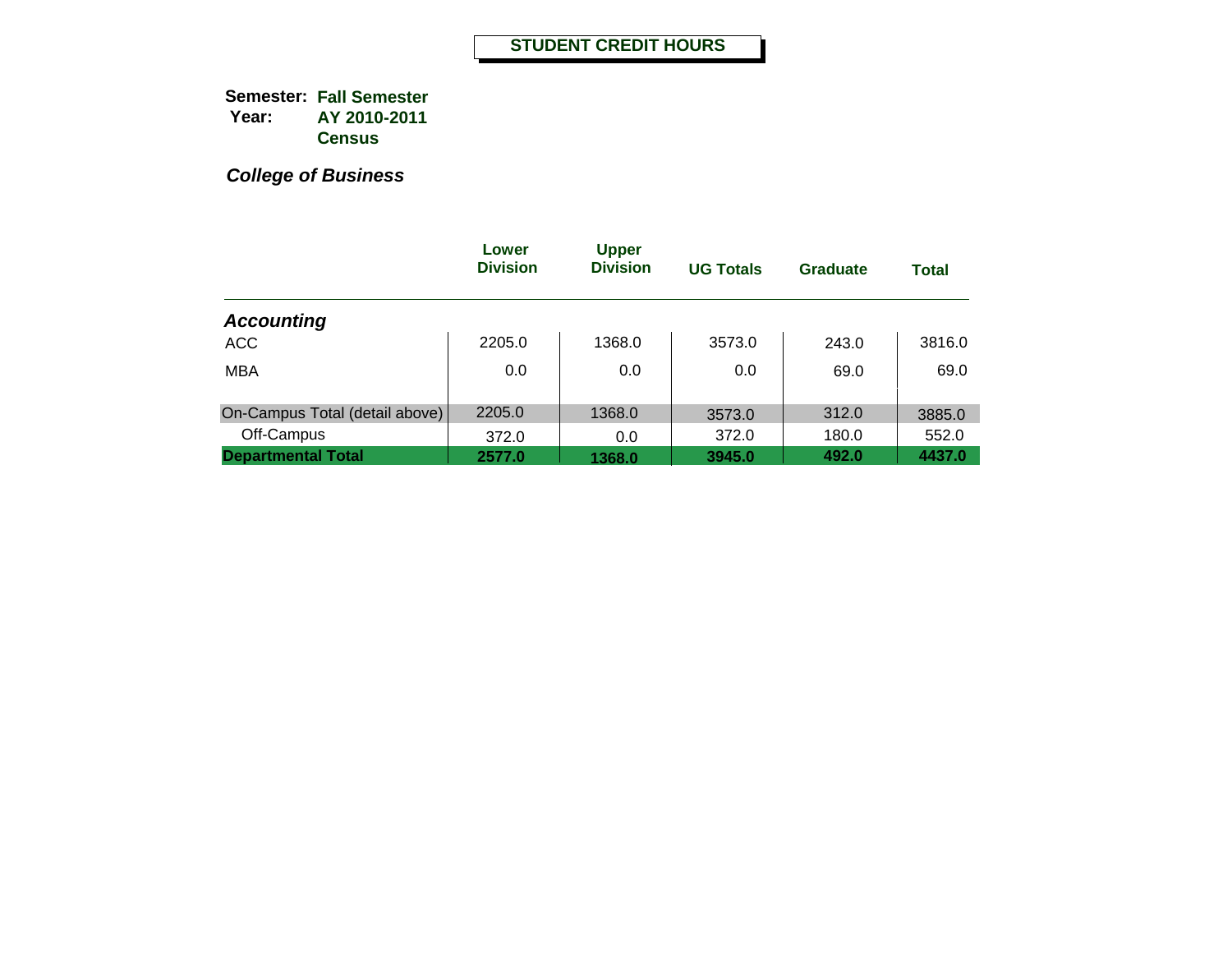# STUDENT CREDIT HOURS

**Semester:** **Fall Semester**
**Year:** **AY 2010-2011**
**Census**

***College of Business***

| | Lower Division | Upper Division | UG Totals | Graduate | Total |
|---|---|---|---|---|---|
| ***Accounting*** | | | | | |
| ACC | 2205.0 | 1368.0 | 3573.0 | 243.0 | 3816.0 |
| MBA | 0.0 | 0.0 | 0.0 | 69.0 | 69.0 |
| On-Campus Total (detail above) | 2205.0 | 1368.0 | 3573.0 | 312.0 | 3885.0 |
| Off-Campus | 372.0 | 0.0 | 372.0 | 180.0 | 552.0 |
| **Departmental Total** | **2577.0** | **1368.0** | **3945.0** | **492.0** | **4437.0** |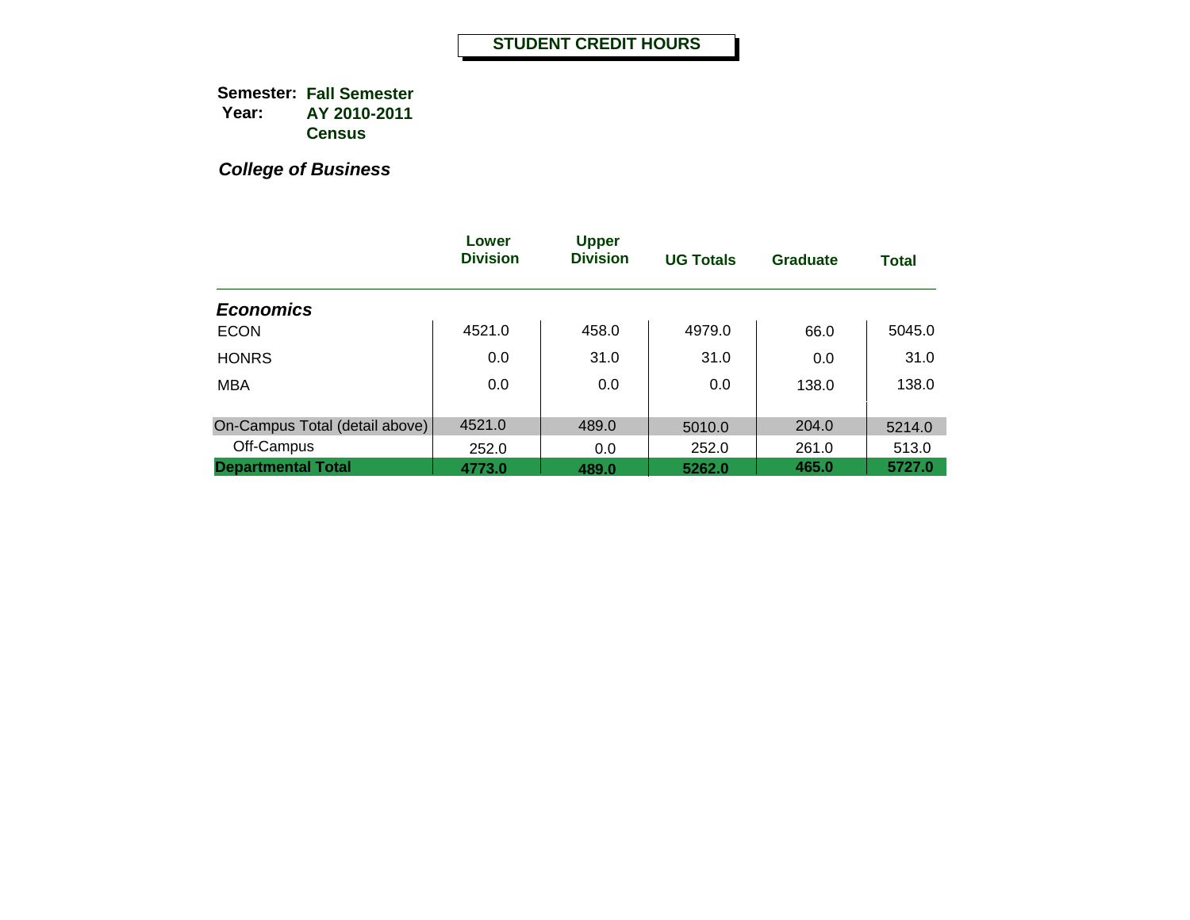# STUDENT CREDIT HOURS

**Semester:** **Fall Semester**
**Year:** **AY 2010-2011**
**Census**

***College of Business***

| | Lower Division | Upper Division | UG Totals | Graduate | Total |
|---|---|---|---|---|---|
| ***Economics*** | | | | | |
| ECON | 4521.0 | 458.0 | 4979.0 | 66.0 | 5045.0 |
| HONRS | 0.0 | 31.0 | 31.0 | 0.0 | 31.0 |
| MBA | 0.0 | 0.0 | 0.0 | 138.0 | 138.0 |
| On-Campus Total (detail above) | 4521.0 | 489.0 | 5010.0 | 204.0 | 5214.0 |
| Off-Campus | 252.0 | 0.0 | 252.0 | 261.0 | 513.0 |
| **Departmental Total** | **4773.0** | **489.0** | **5262.0** | **465.0** | **5727.0** |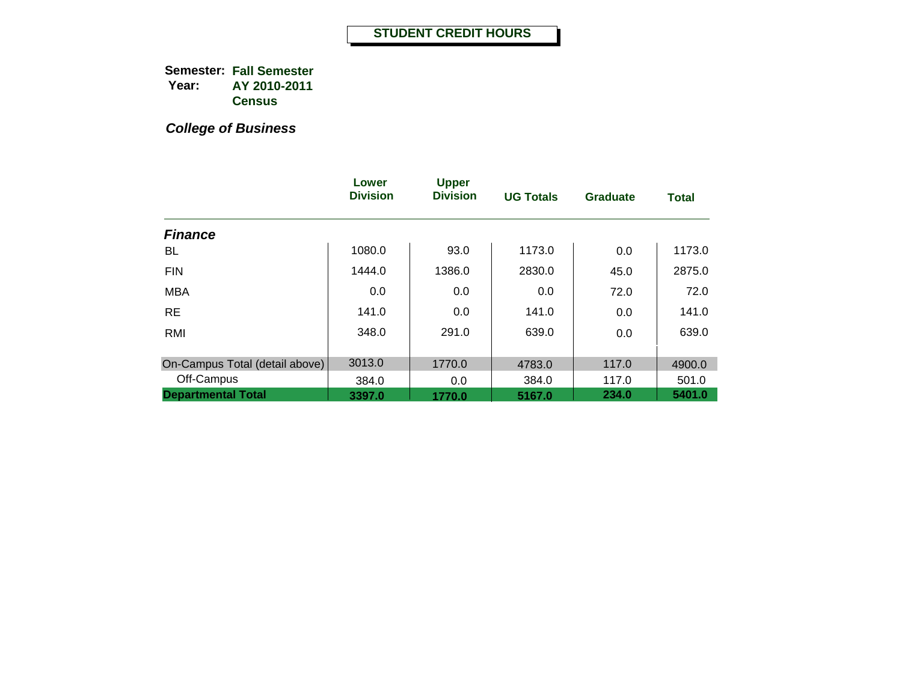# STUDENT CREDIT HOURS

**Semester:** **Fall Semester**
**Year:** **AY 2010-2011**
**Census**

***College of Business***

| | Lower Division | Upper Division | UG Totals | Graduate | Total |
|---|---|---|---|---|---|
| ***Finance*** | | | | | |
| BL | 1080.0 | 93.0 | 1173.0 | 0.0 | 1173.0 |
| FIN | 1444.0 | 1386.0 | 2830.0 | 45.0 | 2875.0 |
| MBA | 0.0 | 0.0 | 0.0 | 72.0 | 72.0 |
| RE | 141.0 | 0.0 | 141.0 | 0.0 | 141.0 |
| RMI | 348.0 | 291.0 | 639.0 | 0.0 | 639.0 |
| On-Campus Total (detail above) | 3013.0 | 1770.0 | 4783.0 | 117.0 | 4900.0 |
| Off-Campus | 384.0 | 0.0 | 384.0 | 117.0 | 501.0 |
| **Departmental Total** | **3397.0** | **1770.0** | **5167.0** | **234.0** | **5401.0** |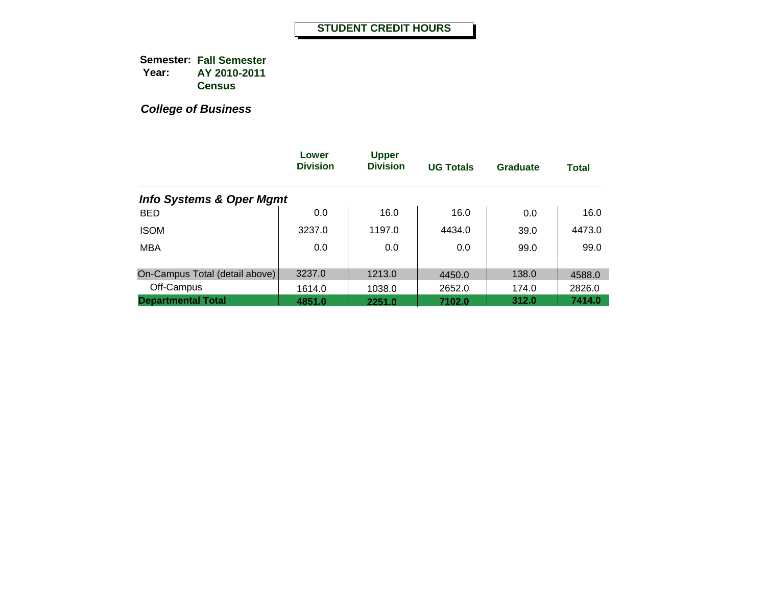# STUDENT CREDIT HOURS

**Semester:** **Fall Semester**
**Year:** **AY 2010-2011**
**Census**

***College of Business***

| | Lower Division | Upper Division | UG Totals | Graduate | Total |
|---|---|---|---|---|---|
| ***Info Systems & Oper Mgmt*** | | | | | |
| BED | 0.0 | 16.0 | 16.0 | 0.0 | 16.0 |
| ISOM | 3237.0 | 1197.0 | 4434.0 | 39.0 | 4473.0 |
| MBA | 0.0 | 0.0 | 0.0 | 99.0 | 99.0 |
| On-Campus Total (detail above) | 3237.0 | 1213.0 | 4450.0 | 138.0 | 4588.0 |
| Off-Campus | 1614.0 | 1038.0 | 2652.0 | 174.0 | 2826.0 |
| **Departmental Total** | **4851.0** | **2251.0** | **7102.0** | **312.0** | **7414.0** |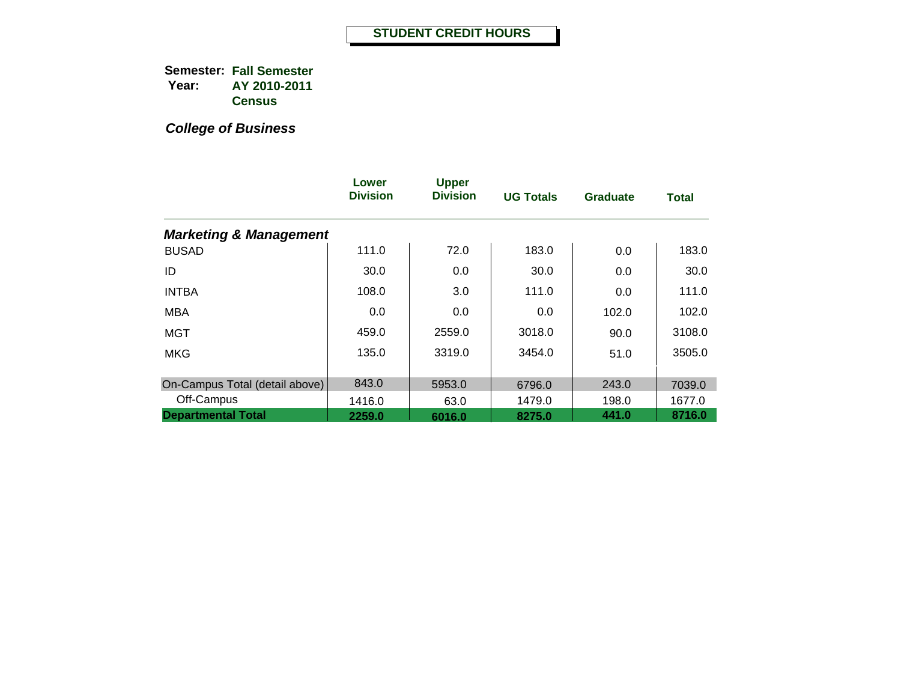# STUDENT CREDIT HOURS

**Semester:** **Fall Semester**
**Year:** **AY 2010-2011**
**Census**

***College of Business***

| | Lower Division | Upper Division | UG Totals | Graduate | Total |
|---|---|---|---|---|---|
| ***Marketing & Management*** | | | | | |
| BUSAD | 111.0 | 72.0 | 183.0 | 0.0 | 183.0 |
| ID | 30.0 | 0.0 | 30.0 | 0.0 | 30.0 |
| INTBA | 108.0 | 3.0 | 111.0 | 0.0 | 111.0 |
| MBA | 0.0 | 0.0 | 0.0 | 102.0 | 102.0 |
| MGT | 459.0 | 2559.0 | 3018.0 | 90.0 | 3108.0 |
| MKG | 135.0 | 3319.0 | 3454.0 | 51.0 | 3505.0 |
| On-Campus Total (detail above) | 843.0 | 5953.0 | 6796.0 | 243.0 | 7039.0 |
| Off-Campus | 1416.0 | 63.0 | 1479.0 | 198.0 | 1677.0 |
| **Departmental Total** | **2259.0** | **6016.0** | **8275.0** | **441.0** | **8716.0** |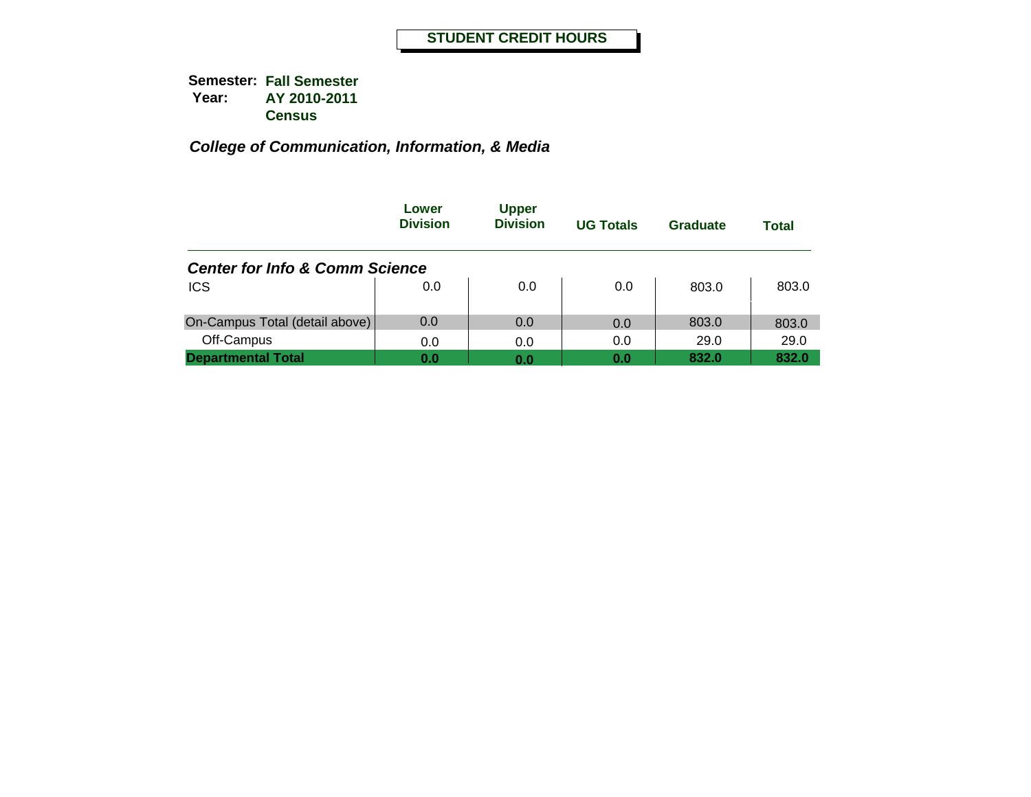# STUDENT CREDIT HOURS

**Semester:** **Fall Semester**
**Year:** **AY 2010-2011**
**Census**

***College of Communication, Information, & Media***

| | Lower Division | Upper Division | UG Totals | Graduate | Total |
|---|---|---|---|---|---|
| ***Center for Info & Comm Science*** | | | | | |
| ICS | 0.0 | 0.0 | 0.0 | 803.0 | 803.0 |
| On-Campus Total (detail above) | 0.0 | 0.0 | 0.0 | 803.0 | 803.0 |
| Off-Campus | 0.0 | 0.0 | 0.0 | 29.0 | 29.0 |
| **Departmental Total** | **0.0** | **0.0** | **0.0** | **832.0** | **832.0** |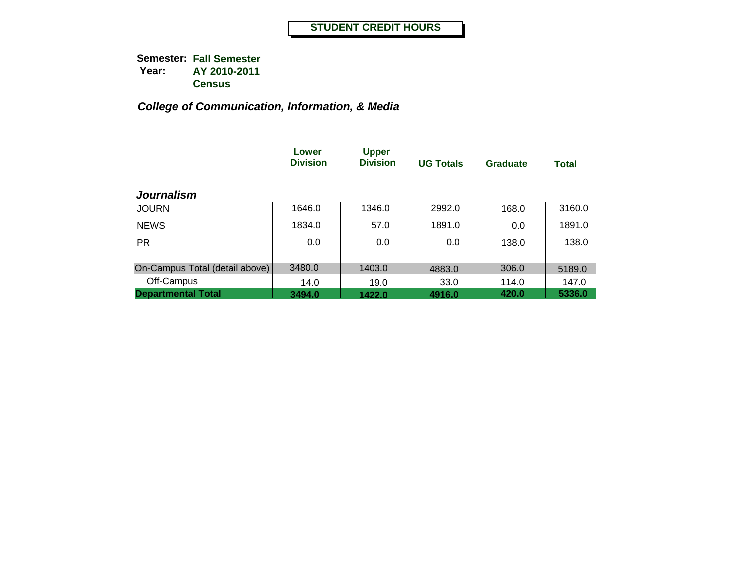# STUDENT CREDIT HOURS

**Semester:** **Fall Semester**
**Year:** **AY 2010-2011**
**Census**

***College of Communication, Information, & Media***

| | Lower Division | Upper Division | UG Totals | Graduate | Total |
|---|---|---|---|---|---|
| ***Journalism*** | | | | | |
| JOURN | 1646.0 | 1346.0 | 2992.0 | 168.0 | 3160.0 |
| NEWS | 1834.0 | 57.0 | 1891.0 | 0.0 | 1891.0 |
| PR | 0.0 | 0.0 | 0.0 | 138.0 | 138.0 |
| On-Campus Total (detail above) | 3480.0 | 1403.0 | 4883.0 | 306.0 | 5189.0 |
| Off-Campus | 14.0 | 19.0 | 33.0 | 114.0 | 147.0 |
| **Departmental Total** | **3494.0** | **1422.0** | **4916.0** | **420.0** | **5336.0** |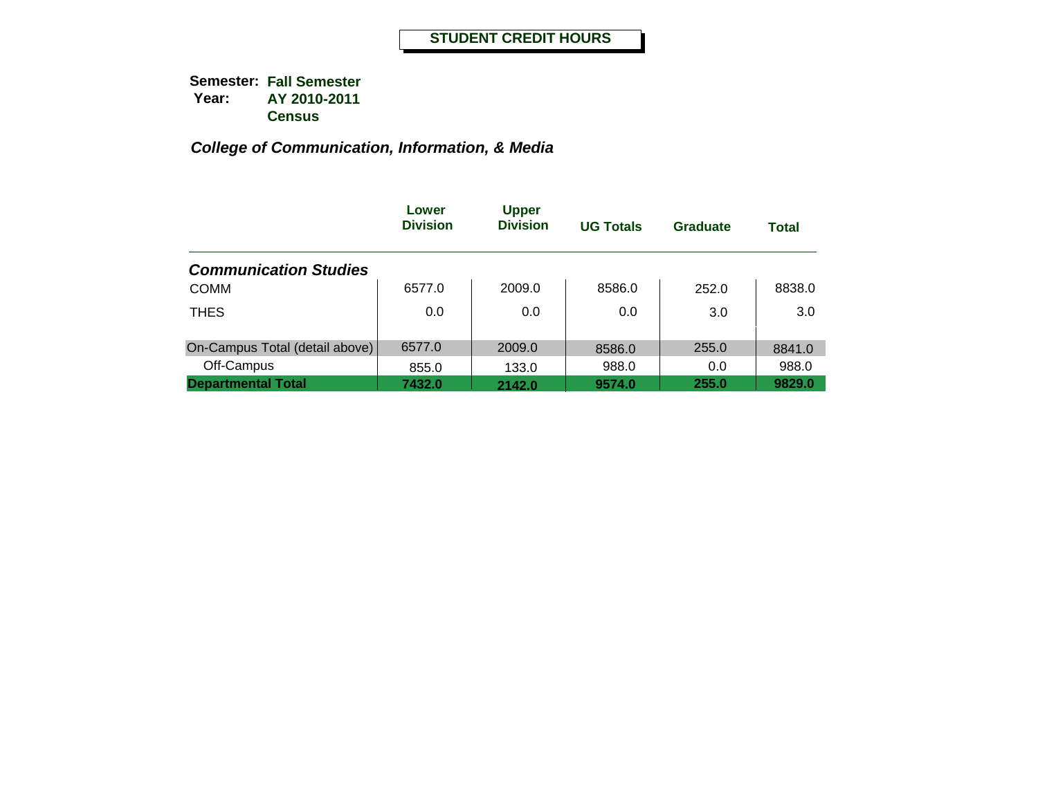# STUDENT CREDIT HOURS

**Semester:** **Fall Semester**
**Year:** **AY 2010-2011**
**Census**

***College of Communication, Information, & Media***

| | Lower Division | Upper Division | UG Totals | Graduate | Total |
|---|---|---|---|---|---|
| ***Communication Studies*** | | | | | |
| COMM | 6577.0 | 2009.0 | 8586.0 | 252.0 | 8838.0 |
| THES | 0.0 | 0.0 | 0.0 | 3.0 | 3.0 |
| On-Campus Total (detail above) | 6577.0 | 2009.0 | 8586.0 | 255.0 | 8841.0 |
| Off-Campus | 855.0 | 133.0 | 988.0 | 0.0 | 988.0 |
| **Departmental Total** | **7432.0** | **2142.0** | **9574.0** | **255.0** | **9829.0** |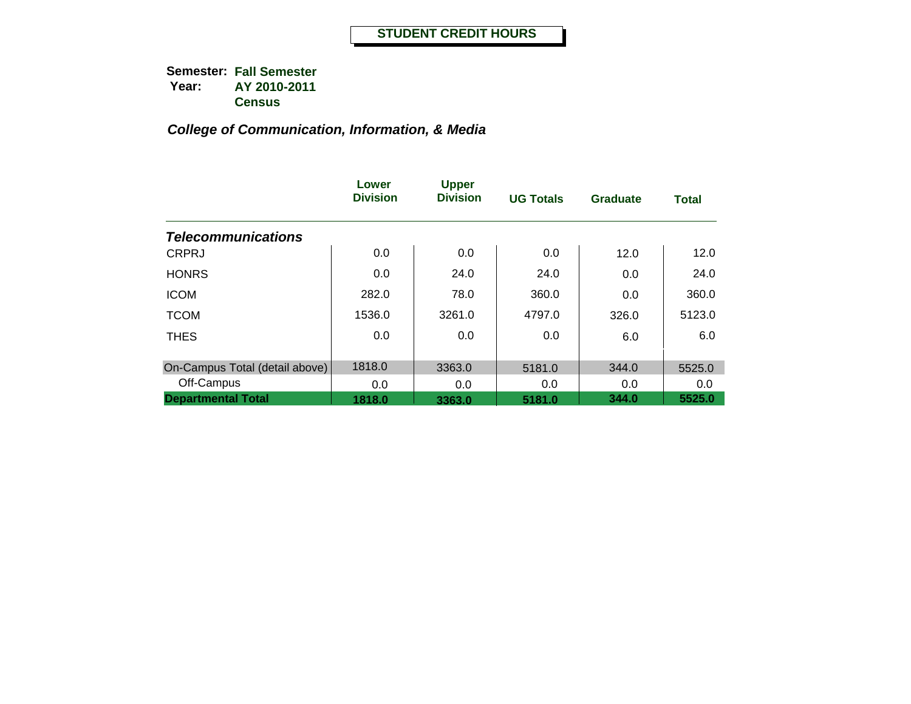# STUDENT CREDIT HOURS

**Semester:** **Fall Semester**
**Year:** **AY 2010-2011**
**Census**

***College of Communication, Information, & Media***

| | Lower Division | Upper Division | UG Totals | Graduate | Total |
|---|---|---|---|---|---|
| ***Telecommunications*** | | | | | |
| CRPRJ | 0.0 | 0.0 | 0.0 | 12.0 | 12.0 |
| HONRS | 0.0 | 24.0 | 24.0 | 0.0 | 24.0 |
| ICOM | 282.0 | 78.0 | 360.0 | 0.0 | 360.0 |
| TCOM | 1536.0 | 3261.0 | 4797.0 | 326.0 | 5123.0 |
| THES | 0.0 | 0.0 | 0.0 | 6.0 | 6.0 |
| On-Campus Total (detail above) | 1818.0 | 3363.0 | 5181.0 | 344.0 | 5525.0 |
| Off-Campus | 0.0 | 0.0 | 0.0 | 0.0 | 0.0 |
| **Departmental Total** | **1818.0** | **3363.0** | **5181.0** | **344.0** | **5525.0** |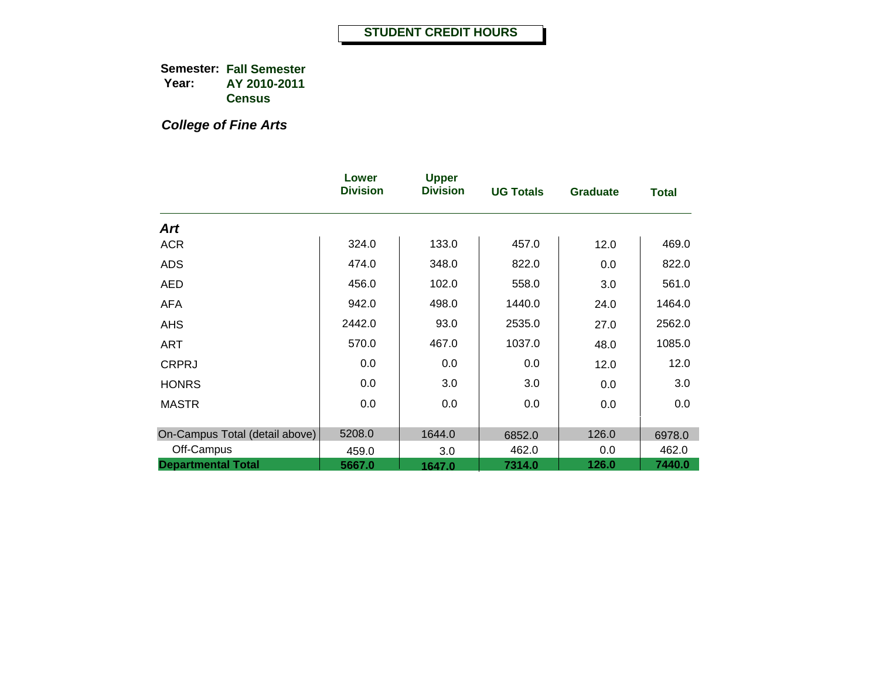# STUDENT CREDIT HOURS

**Semester:** **Fall Semester**
**Year:** **AY 2010-2011**
**Census**

***College of Fine Arts***

| | Lower Division | Upper Division | UG Totals | Graduate | Total |
|---|---|---|---|---|---|
| ***Art*** | | | | | |
| ACR | 324.0 | 133.0 | 457.0 | 12.0 | 469.0 |
| ADS | 474.0 | 348.0 | 822.0 | 0.0 | 822.0 |
| AED | 456.0 | 102.0 | 558.0 | 3.0 | 561.0 |
| AFA | 942.0 | 498.0 | 1440.0 | 24.0 | 1464.0 |
| AHS | 2442.0 | 93.0 | 2535.0 | 27.0 | 2562.0 |
| ART | 570.0 | 467.0 | 1037.0 | 48.0 | 1085.0 |
| CRPRJ | 0.0 | 0.0 | 0.0 | 12.0 | 12.0 |
| HONRS | 0.0 | 3.0 | 3.0 | 0.0 | 3.0 |
| MASTR | 0.0 | 0.0 | 0.0 | 0.0 | 0.0 |
| On-Campus Total (detail above) | 5208.0 | 1644.0 | 6852.0 | 126.0 | 6978.0 |
| Off-Campus | 459.0 | 3.0 | 462.0 | 0.0 | 462.0 |
| **Departmental Total** | **5667.0** | **1647.0** | **7314.0** | **126.0** | **7440.0** |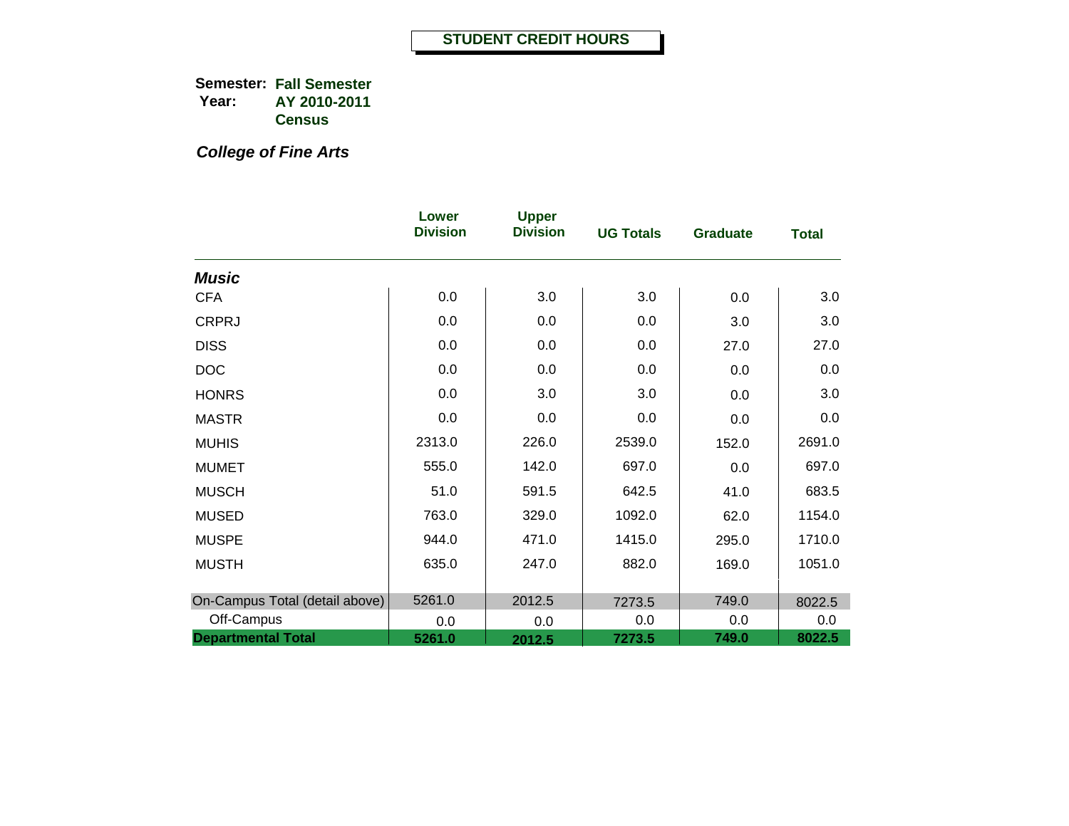# STUDENT CREDIT HOURS

**Semester:** **Fall Semester**
**Year:** **AY 2010-2011**
**Census**

***College of Fine Arts***

| | Lower Division | Upper Division | UG Totals | Graduate | Total |
|---|---|---|---|---|---|
| ***Music*** | | | | | |
| CFA | 0.0 | 3.0 | 3.0 | 0.0 | 3.0 |
| CRPRJ | 0.0 | 0.0 | 0.0 | 3.0 | 3.0 |
| DISS | 0.0 | 0.0 | 0.0 | 27.0 | 27.0 |
| DOC | 0.0 | 0.0 | 0.0 | 0.0 | 0.0 |
| HONRS | 0.0 | 3.0 | 3.0 | 0.0 | 3.0 |
| MASTR | 0.0 | 0.0 | 0.0 | 0.0 | 0.0 |
| MUHIS | 2313.0 | 226.0 | 2539.0 | 152.0 | 2691.0 |
| MUMET | 555.0 | 142.0 | 697.0 | 0.0 | 697.0 |
| MUSCH | 51.0 | 591.5 | 642.5 | 41.0 | 683.5 |
| MUSED | 763.0 | 329.0 | 1092.0 | 62.0 | 1154.0 |
| MUSPE | 944.0 | 471.0 | 1415.0 | 295.0 | 1710.0 |
| MUSTH | 635.0 | 247.0 | 882.0 | 169.0 | 1051.0 |
| On-Campus Total (detail above) | 5261.0 | 2012.5 | 7273.5 | 749.0 | 8022.5 |
| Off-Campus | 0.0 | 0.0 | 0.0 | 0.0 | 0.0 |
| **Departmental Total** | **5261.0** | **2012.5** | **7273.5** | **749.0** | **8022.5** |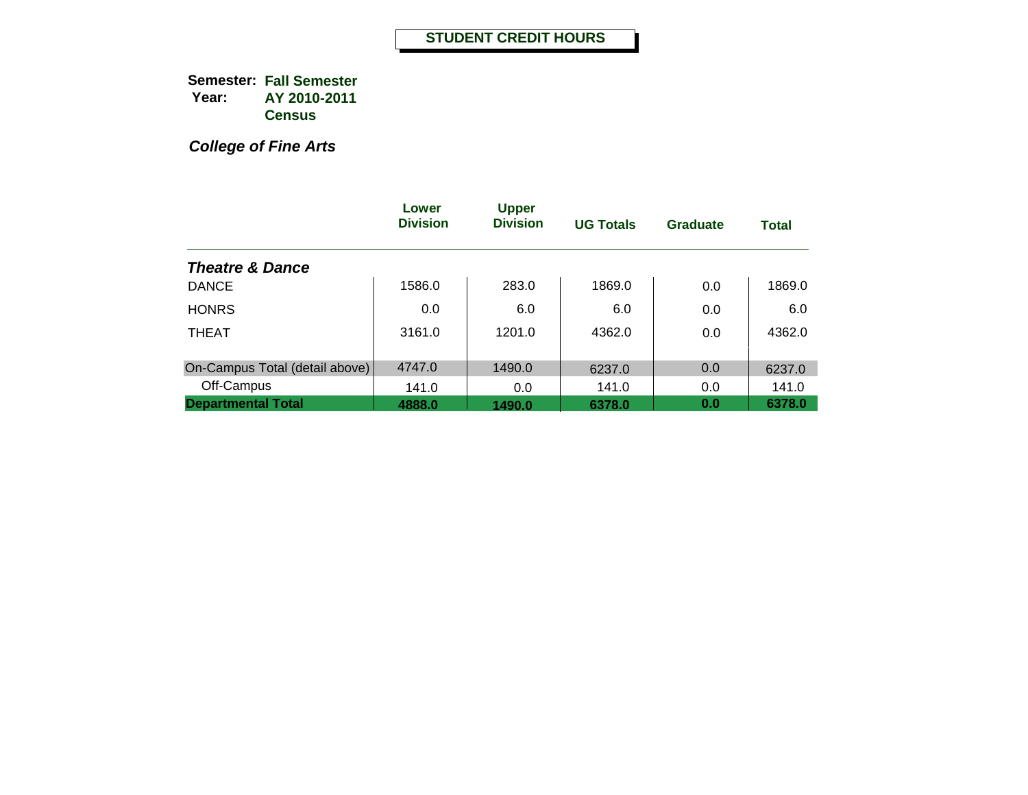# STUDENT CREDIT HOURS

**Semester:** **Fall Semester**
**Year:** **AY 2010-2011**
**Census**

***College of Fine Arts***

| | Lower Division | Upper Division | UG Totals | Graduate | Total |
|---|---|---|---|---|---|
| ***Theatre & Dance*** | | | | | |
| DANCE | 1586.0 | 283.0 | 1869.0 | 0.0 | 1869.0 |
| HONRS | 0.0 | 6.0 | 6.0 | 0.0 | 6.0 |
| THEAT | 3161.0 | 1201.0 | 4362.0 | 0.0 | 4362.0 |
| On-Campus Total (detail above) | 4747.0 | 1490.0 | 6237.0 | 0.0 | 6237.0 |
| Off-Campus | 141.0 | 0.0 | 141.0 | 0.0 | 141.0 |
| **Departmental Total** | **4888.0** | **1490.0** | **6378.0** | **0.0** | **6378.0** |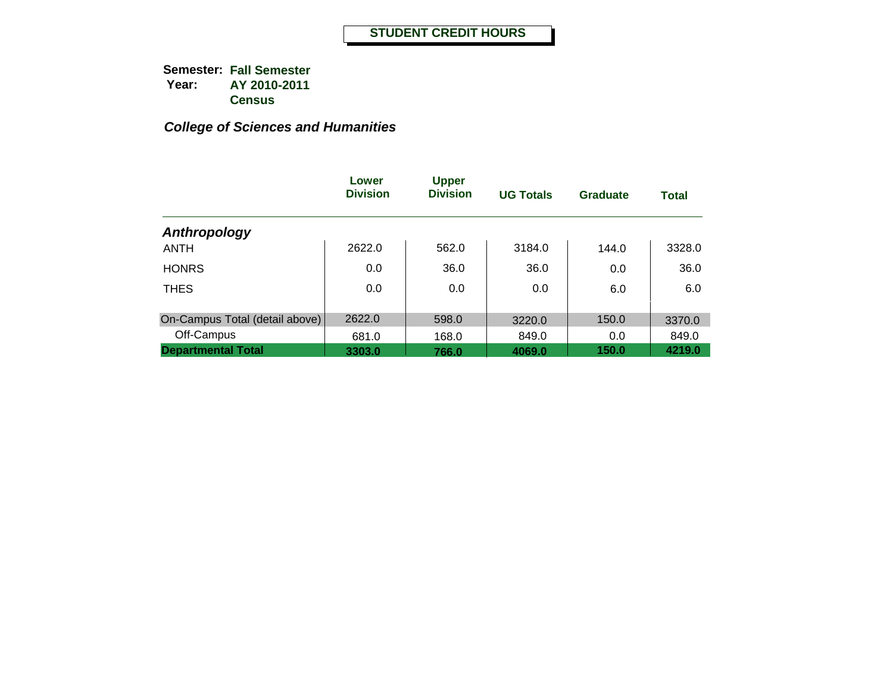# STUDENT CREDIT HOURS

**Semester:** **Fall Semester**
**Year:** **AY 2010-2011**
**Census**

***College of Sciences and Humanities***

| | Lower Division | Upper Division | UG Totals | Graduate | Total |
|---|---|---|---|---|---|
| ***Anthropology*** | | | | | |
| ANTH | 2622.0 | 562.0 | 3184.0 | 144.0 | 3328.0 |
| HONRS | 0.0 | 36.0 | 36.0 | 0.0 | 36.0 |
| THES | 0.0 | 0.0 | 0.0 | 6.0 | 6.0 |
| On-Campus Total (detail above) | 2622.0 | 598.0 | 3220.0 | 150.0 | 3370.0 |
| Off-Campus | 681.0 | 168.0 | 849.0 | 0.0 | 849.0 |
| **Departmental Total** | **3303.0** | **766.0** | **4069.0** | **150.0** | **4219.0** |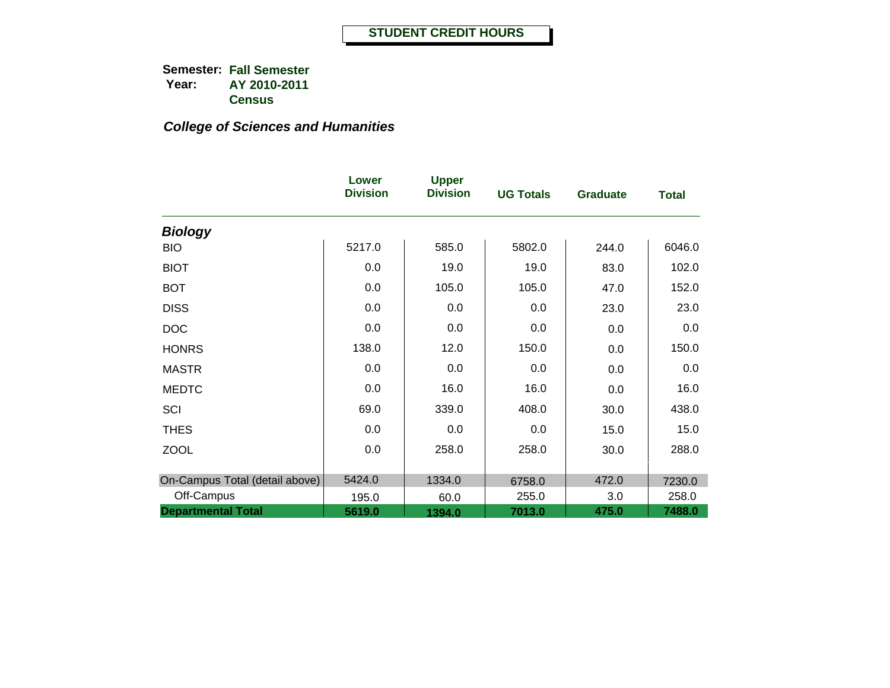## STUDENT CREDIT HOURS

**Semester:** **Fall Semester**
**Year:** **AY 2010-2011**
**Census**

### *College of Sciences and Humanities*

| | Lower Division | Upper Division | UG Totals | Graduate | Total |
|---|---|---|---|---|---|
| ***Biology*** | | | | | |
| BIO | 5217.0 | 585.0 | 5802.0 | 244.0 | 6046.0 |
| BIOT | 0.0 | 19.0 | 19.0 | 83.0 | 102.0 |
| BOT | 0.0 | 105.0 | 105.0 | 47.0 | 152.0 |
| DISS | 0.0 | 0.0 | 0.0 | 23.0 | 23.0 |
| DOC | 0.0 | 0.0 | 0.0 | 0.0 | 0.0 |
| HONRS | 138.0 | 12.0 | 150.0 | 0.0 | 150.0 |
| MASTR | 0.0 | 0.0 | 0.0 | 0.0 | 0.0 |
| MEDTC | 0.0 | 16.0 | 16.0 | 0.0 | 16.0 |
| SCI | 69.0 | 339.0 | 408.0 | 30.0 | 438.0 |
| THES | 0.0 | 0.0 | 0.0 | 15.0 | 15.0 |
| ZOOL | 0.0 | 258.0 | 258.0 | 30.0 | 288.0 |
| On-Campus Total (detail above) | 5424.0 | 1334.0 | 6758.0 | 472.0 | 7230.0 |
| Off-Campus | 195.0 | 60.0 | 255.0 | 3.0 | 258.0 |
| **Departmental Total** | **5619.0** | **1394.0** | **7013.0** | **475.0** | **7488.0** |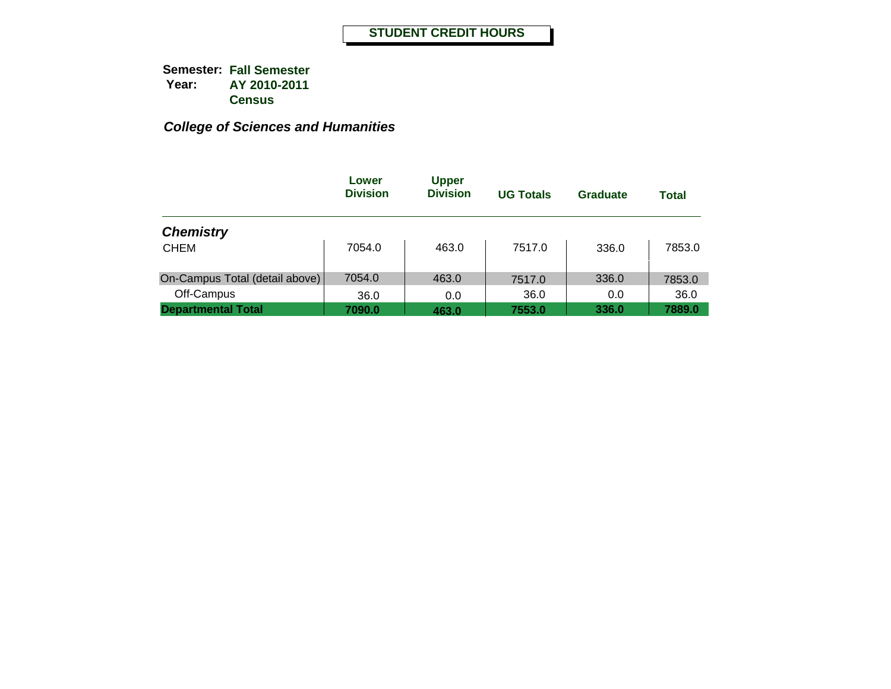# STUDENT CREDIT HOURS

**Semester:** **Fall Semester**
**Year:** **AY 2010-2011**
**Census**

***College of Sciences and Humanities***

| | Lower Division | Upper Division | UG Totals | Graduate | Total |
|---|---|---|---|---|---|
| ***Chemistry*** | | | | | |
| CHEM | 7054.0 | 463.0 | 7517.0 | 336.0 | 7853.0 |
| On-Campus Total (detail above) | 7054.0 | 463.0 | 7517.0 | 336.0 | 7853.0 |
| Off-Campus | 36.0 | 0.0 | 36.0 | 0.0 | 36.0 |
| **Departmental Total** | **7090.0** | **463.0** | **7553.0** | **336.0** | **7889.0** |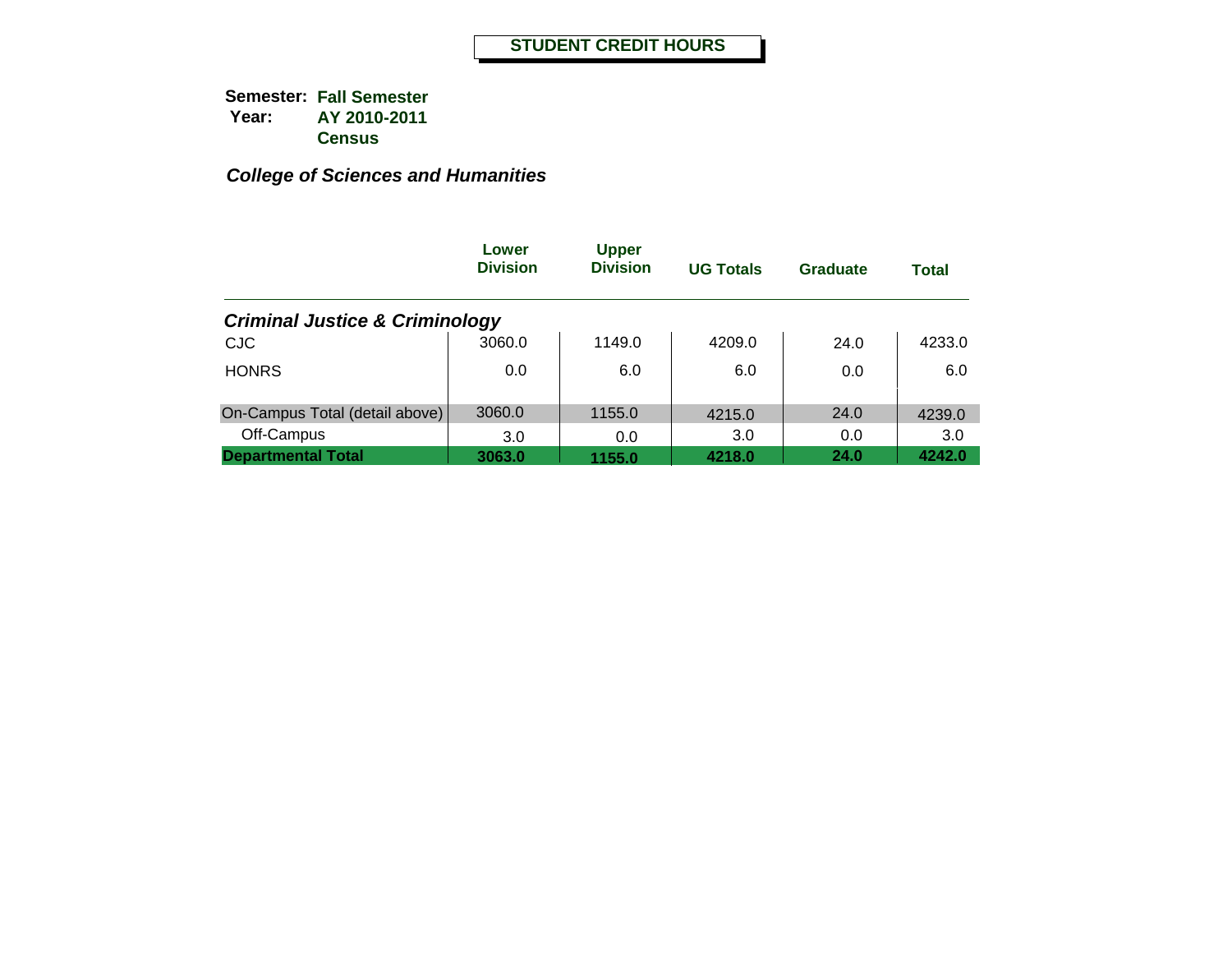# STUDENT CREDIT HOURS

**Semester:** **Fall Semester**
**Year:** **AY 2010-2011**
**Census**

***College of Sciences and Humanities***

| | Lower Division | Upper Division | UG Totals | Graduate | Total |
|---|---|---|---|---|---|
| ***Criminal Justice & Criminology*** | | | | | |
| CJC | 3060.0 | 1149.0 | 4209.0 | 24.0 | 4233.0 |
| HONRS | 0.0 | 6.0 | 6.0 | 0.0 | 6.0 |
| On-Campus Total (detail above) | 3060.0 | 1155.0 | 4215.0 | 24.0 | 4239.0 |
| Off-Campus | 3.0 | 0.0 | 3.0 | 0.0 | 3.0 |
| **Departmental Total** | **3063.0** | **1155.0** | **4218.0** | **24.0** | **4242.0** |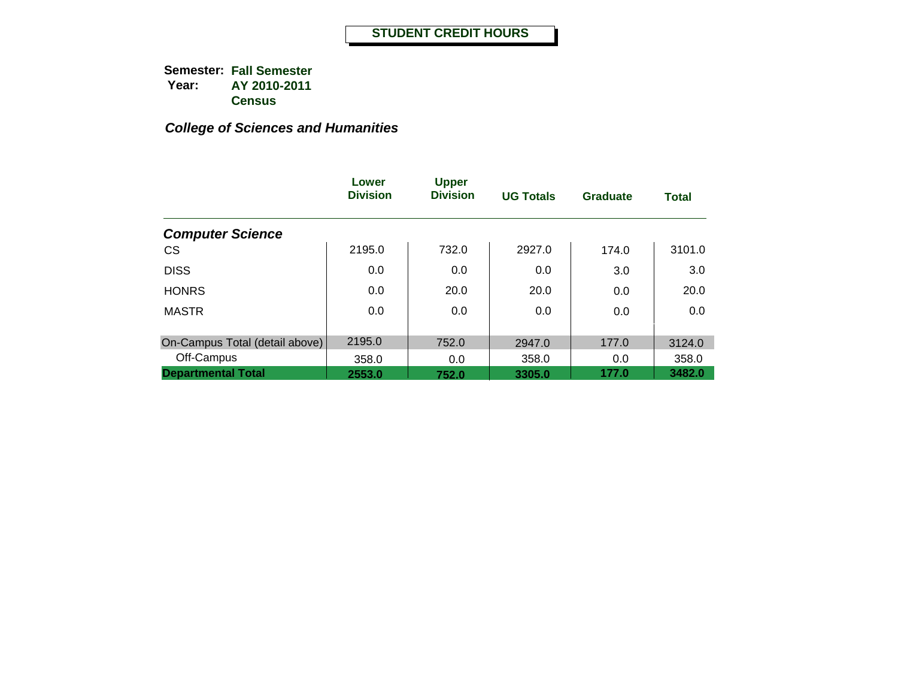# STUDENT CREDIT HOURS

**Semester:** **Fall Semester**
**Year:** **AY 2010-2011**
**Census**

***College of Sciences and Humanities***

| | Lower Division | Upper Division | UG Totals | Graduate | Total |
|---|---|---|---|---|---|
| ***Computer Science*** | | | | | |
| CS | 2195.0 | 732.0 | 2927.0 | 174.0 | 3101.0 |
| DISS | 0.0 | 0.0 | 0.0 | 3.0 | 3.0 |
| HONRS | 0.0 | 20.0 | 20.0 | 0.0 | 20.0 |
| MASTR | 0.0 | 0.0 | 0.0 | 0.0 | 0.0 |
| On-Campus Total (detail above) | 2195.0 | 752.0 | 2947.0 | 177.0 | 3124.0 |
| Off-Campus | 358.0 | 0.0 | 358.0 | 0.0 | 358.0 |
| **Departmental Total** | **2553.0** | **752.0** | **3305.0** | **177.0** | **3482.0** |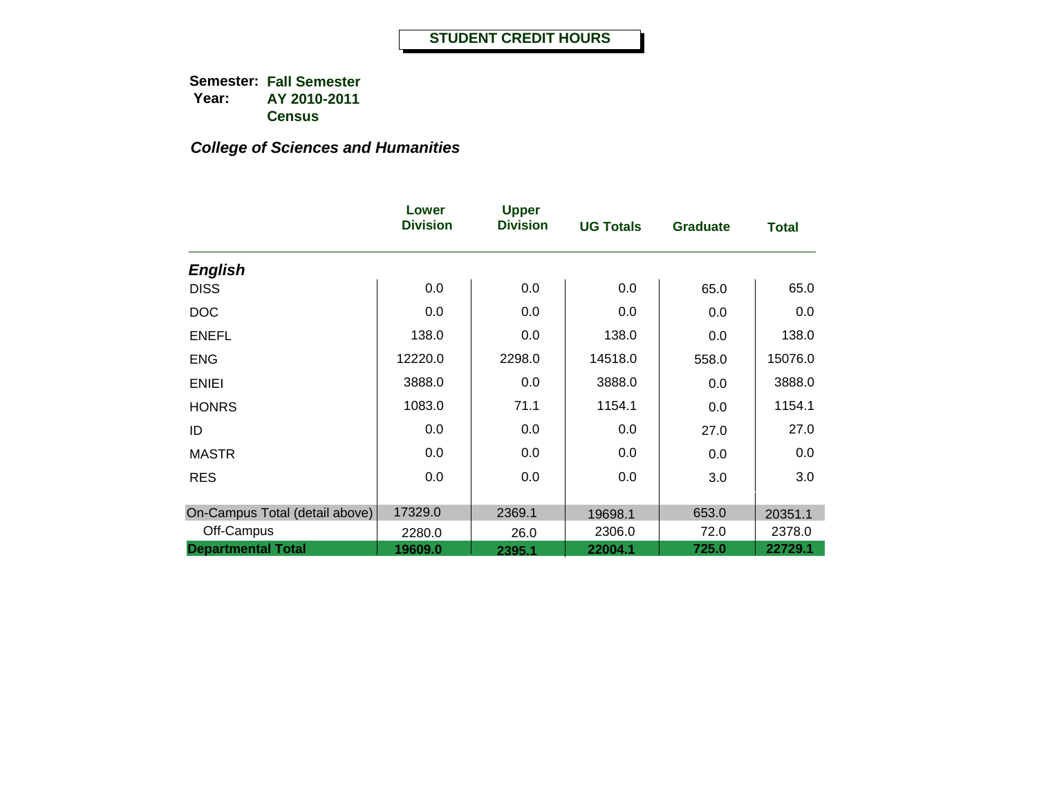# STUDENT CREDIT HOURS

**Semester:** **Fall Semester**
**Year:** **AY 2010-2011**
**Census**

***College of Sciences and Humanities***

| | Lower Division | Upper Division | UG Totals | Graduate | Total |
|---|---|---|---|---|---|
| ***English*** | | | | | |
| DISS | 0.0 | 0.0 | 0.0 | 65.0 | 65.0 |
| DOC | 0.0 | 0.0 | 0.0 | 0.0 | 0.0 |
| ENEFL | 138.0 | 0.0 | 138.0 | 0.0 | 138.0 |
| ENG | 12220.0 | 2298.0 | 14518.0 | 558.0 | 15076.0 |
| ENIEI | 3888.0 | 0.0 | 3888.0 | 0.0 | 3888.0 |
| HONRS | 1083.0 | 71.1 | 1154.1 | 0.0 | 1154.1 |
| ID | 0.0 | 0.0 | 0.0 | 27.0 | 27.0 |
| MASTR | 0.0 | 0.0 | 0.0 | 0.0 | 0.0 |
| RES | 0.0 | 0.0 | 0.0 | 3.0 | 3.0 |
| On-Campus Total (detail above) | 17329.0 | 2369.1 | 19698.1 | 653.0 | 20351.1 |
| Off-Campus | 2280.0 | 26.0 | 2306.0 | 72.0 | 2378.0 |
| **Departmental Total** | **19609.0** | **2395.1** | **22004.1** | **725.0** | **22729.1** |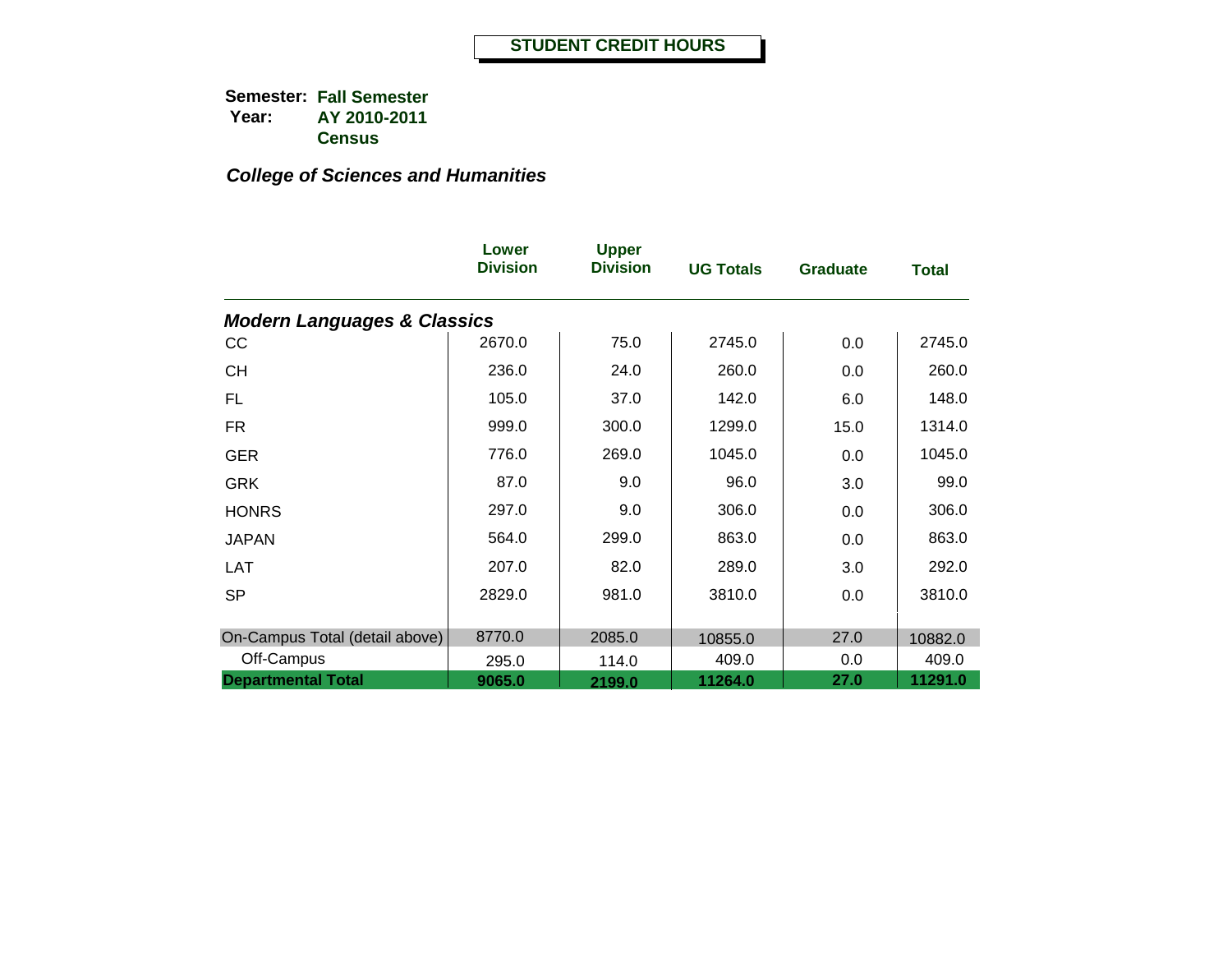# STUDENT CREDIT HOURS

**Semester:** Fall Semester
**Year:** AY 2010-2011
Census

***College of Sciences and Humanities***

| | Lower Division | Upper Division | UG Totals | Graduate | Total |
|---|---|---|---|---|---|
| ***Modern Languages & Classics*** | | | | | |
| CC | 2670.0 | 75.0 | 2745.0 | 0.0 | 2745.0 |
| CH | 236.0 | 24.0 | 260.0 | 0.0 | 260.0 |
| FL | 105.0 | 37.0 | 142.0 | 6.0 | 148.0 |
| FR | 999.0 | 300.0 | 1299.0 | 15.0 | 1314.0 |
| GER | 776.0 | 269.0 | 1045.0 | 0.0 | 1045.0 |
| GRK | 87.0 | 9.0 | 96.0 | 3.0 | 99.0 |
| HONRS | 297.0 | 9.0 | 306.0 | 0.0 | 306.0 |
| JAPAN | 564.0 | 299.0 | 863.0 | 0.0 | 863.0 |
| LAT | 207.0 | 82.0 | 289.0 | 3.0 | 292.0 |
| SP | 2829.0 | 981.0 | 3810.0 | 0.0 | 3810.0 |
| On-Campus Total (detail above) | 8770.0 | 2085.0 | 10855.0 | 27.0 | 10882.0 |
| Off-Campus | 295.0 | 114.0 | 409.0 | 0.0 | 409.0 |
| **Departmental Total** | **9065.0** | **2199.0** | **11264.0** | **27.0** | **11291.0** |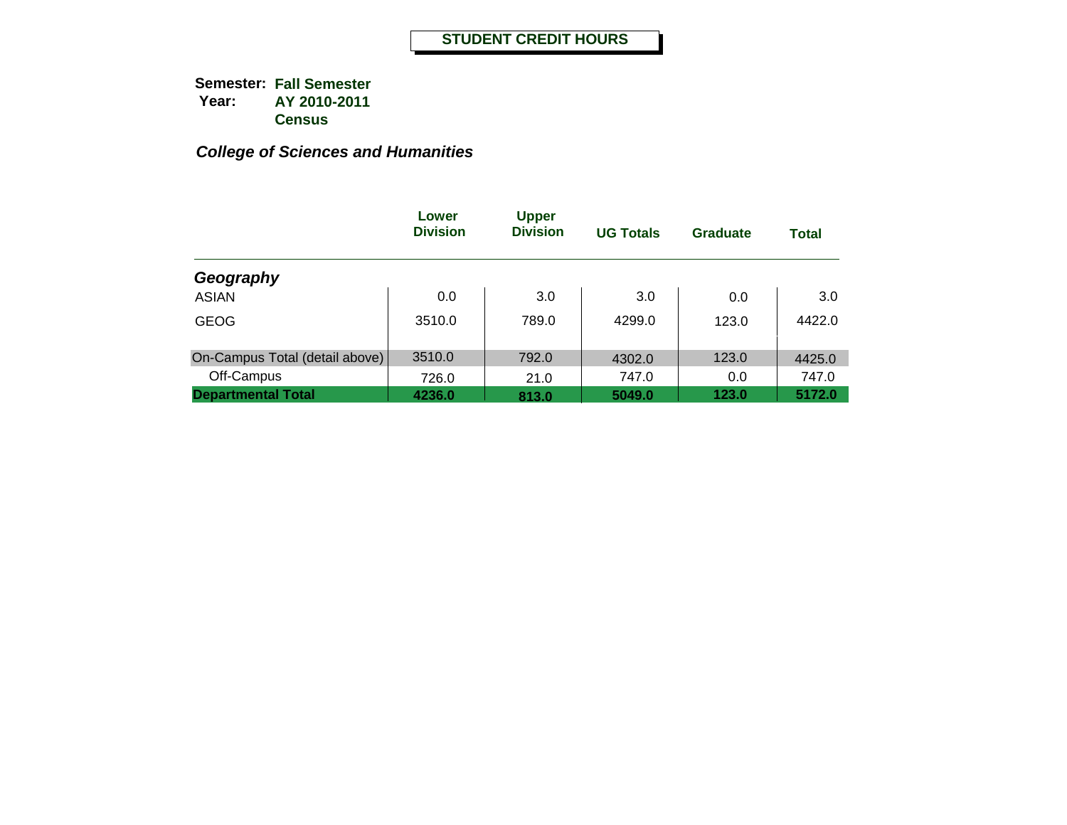# STUDENT CREDIT HOURS

**Semester:** **Fall Semester**
**Year:** **AY 2010-2011**
**Census**

***College of Sciences and Humanities***

| | Lower Division | Upper Division | UG Totals | Graduate | Total |
|---|---|---|---|---|---|
| ***Geography*** | | | | | |
| ASIAN | 0.0 | 3.0 | 3.0 | 0.0 | 3.0 |
| GEOG | 3510.0 | 789.0 | 4299.0 | 123.0 | 4422.0 |
| On-Campus Total (detail above) | 3510.0 | 792.0 | 4302.0 | 123.0 | 4425.0 |
| Off-Campus | 726.0 | 21.0 | 747.0 | 0.0 | 747.0 |
| **Departmental Total** | **4236.0** | **813.0** | **5049.0** | **123.0** | **5172.0** |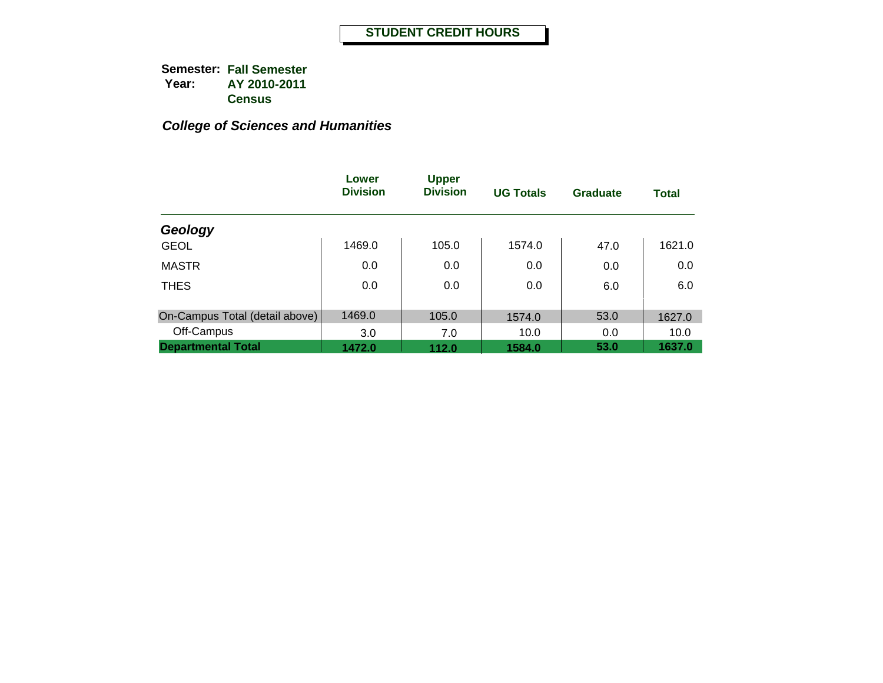# STUDENT CREDIT HOURS

**Semester:** **Fall Semester**
**Year:** **AY 2010-2011**
**Census**

***College of Sciences and Humanities***

| | Lower Division | Upper Division | UG Totals | Graduate | Total |
|---|---|---|---|---|---|
| ***Geology*** | | | | | |
| GEOL | 1469.0 | 105.0 | 1574.0 | 47.0 | 1621.0 |
| MASTR | 0.0 | 0.0 | 0.0 | 0.0 | 0.0 |
| THES | 0.0 | 0.0 | 0.0 | 6.0 | 6.0 |
| On-Campus Total (detail above) | 1469.0 | 105.0 | 1574.0 | 53.0 | 1627.0 |
| Off-Campus | 3.0 | 7.0 | 10.0 | 0.0 | 10.0 |
| **Departmental Total** | **1472.0** | **112.0** | **1584.0** | **53.0** | **1637.0** |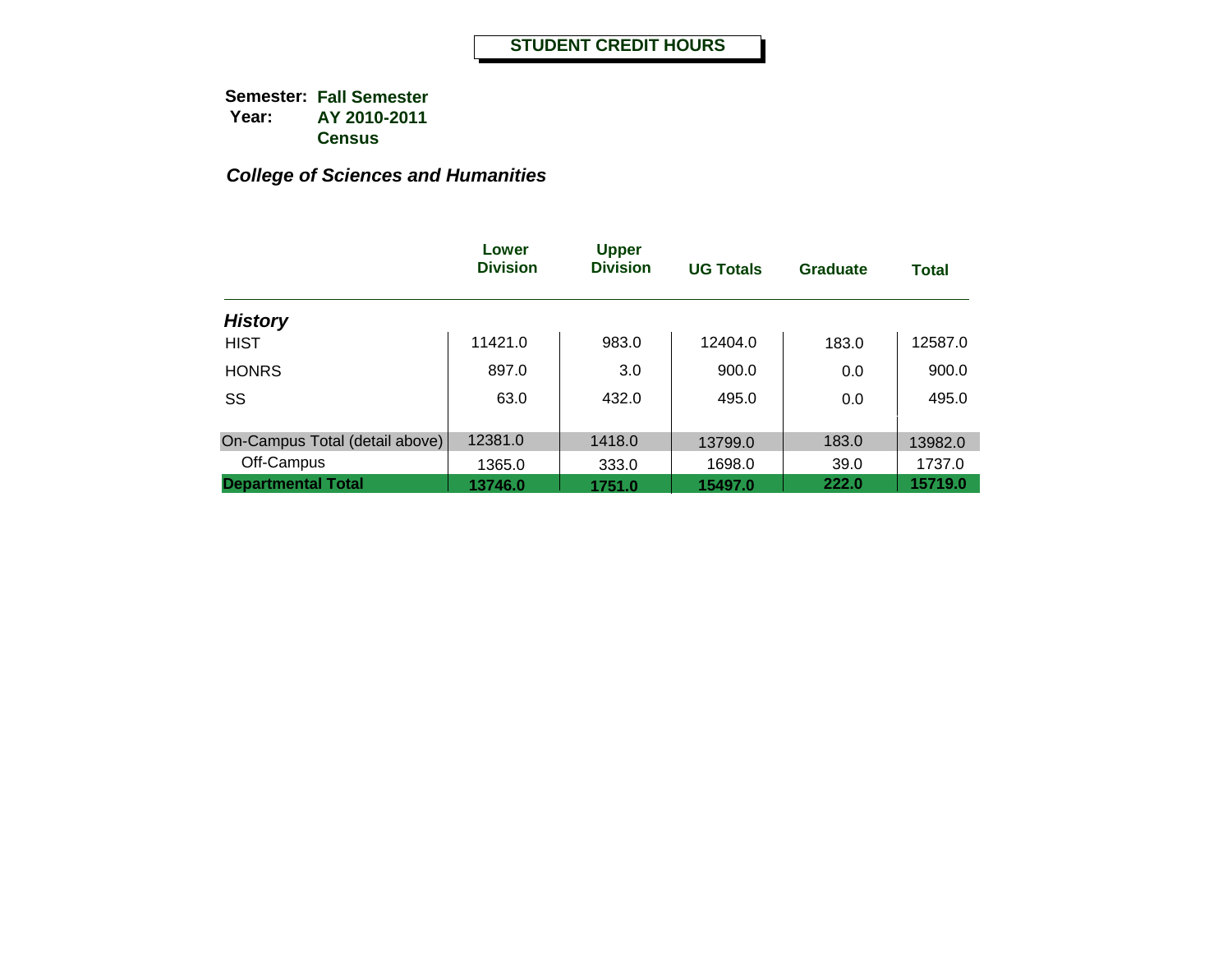# STUDENT CREDIT HOURS

**Semester:** **Fall Semester**
**Year:** **AY 2010-2011**
**Census**

***College of Sciences and Humanities***

| | Lower Division | Upper Division | UG Totals | Graduate | Total |
|---|---|---|---|---|---|
| ***History*** | | | | | |
| HIST | 11421.0 | 983.0 | 12404.0 | 183.0 | 12587.0 |
| HONRS | 897.0 | 3.0 | 900.0 | 0.0 | 900.0 |
| SS | 63.0 | 432.0 | 495.0 | 0.0 | 495.0 |
| On-Campus Total (detail above) | 12381.0 | 1418.0 | 13799.0 | 183.0 | 13982.0 |
| Off-Campus | 1365.0 | 333.0 | 1698.0 | 39.0 | 1737.0 |
| **Departmental Total** | **13746.0** | **1751.0** | **15497.0** | **222.0** | **15719.0** |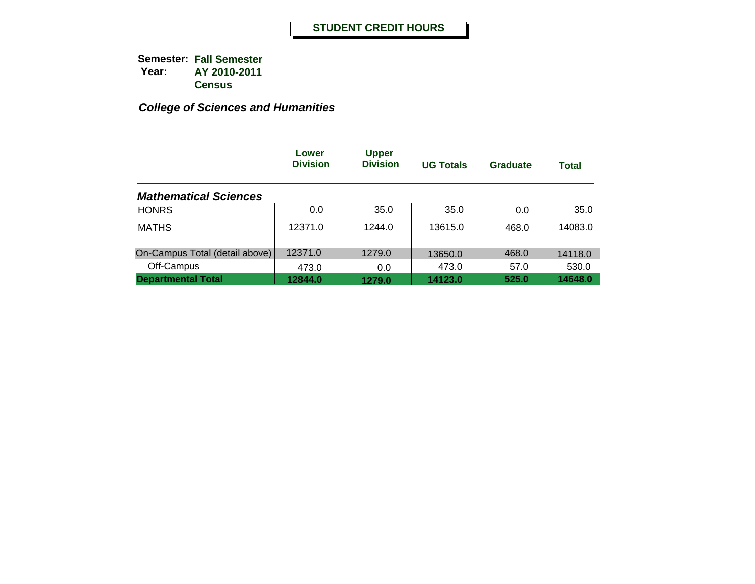# STUDENT CREDIT HOURS

**Semester:** **Fall Semester**
**Year:** **AY 2010-2011**
**Census**

***College of Sciences and Humanities***

| | Lower Division | Upper Division | UG Totals | Graduate | Total |
|---|---|---|---|---|---|
| ***Mathematical Sciences*** | | | | | |
| HONRS | 0.0 | 35.0 | 35.0 | 0.0 | 35.0 |
| MATHS | 12371.0 | 1244.0 | 13615.0 | 468.0 | 14083.0 |
| On-Campus Total (detail above) | 12371.0 | 1279.0 | 13650.0 | 468.0 | 14118.0 |
| Off-Campus | 473.0 | 0.0 | 473.0 | 57.0 | 530.0 |
| **Departmental Total** | **12844.0** | **1279.0** | **14123.0** | **525.0** | **14648.0** |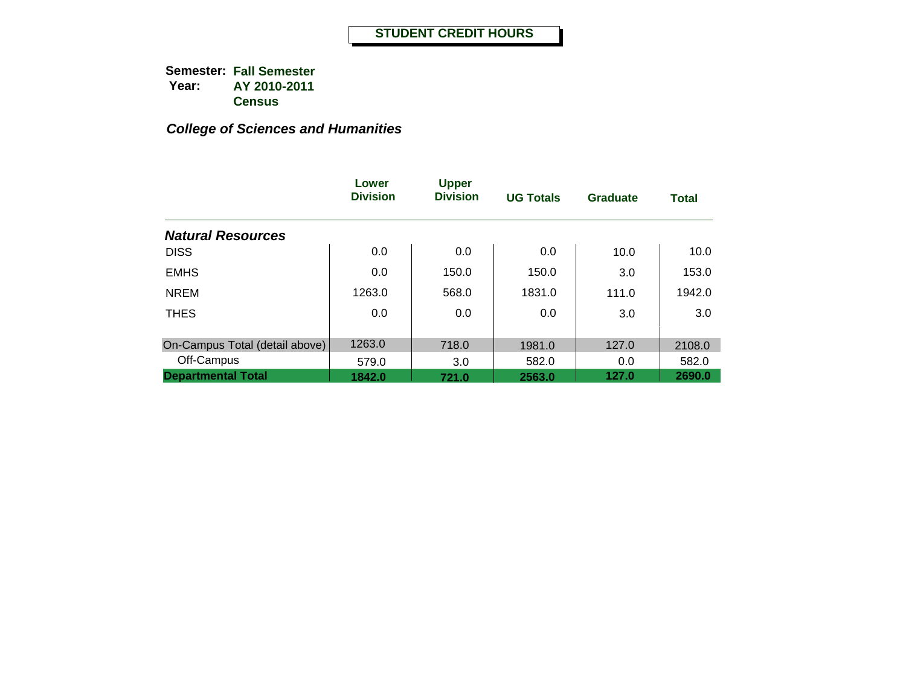# STUDENT CREDIT HOURS

**Semester:** **Fall Semester**
**Year:** **AY 2010-2011**
**Census**

***College of Sciences and Humanities***

| | Lower Division | Upper Division | UG Totals | Graduate | Total |
|---|---|---|---|---|---|
| ***Natural Resources*** | | | | | |
| DISS | 0.0 | 0.0 | 0.0 | 10.0 | 10.0 |
| EMHS | 0.0 | 150.0 | 150.0 | 3.0 | 153.0 |
| NREM | 1263.0 | 568.0 | 1831.0 | 111.0 | 1942.0 |
| THES | 0.0 | 0.0 | 0.0 | 3.0 | 3.0 |
| On-Campus Total (detail above) | 1263.0 | 718.0 | 1981.0 | 127.0 | 2108.0 |
| Off-Campus | 579.0 | 3.0 | 582.0 | 0.0 | 582.0 |
| **Departmental Total** | **1842.0** | **721.0** | **2563.0** | **127.0** | **2690.0** |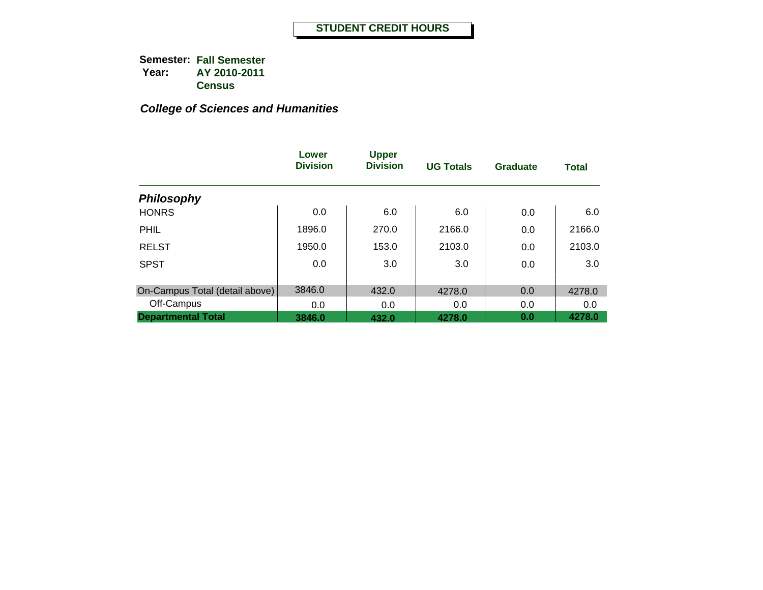# STUDENT CREDIT HOURS

**Semester:** Fall Semester
**Year:** AY 2010-2011
Census

***College of Sciences and Humanities***

| | Lower Division | Upper Division | UG Totals | Graduate | Total |
|---|---|---|---|---|---|
| ***Philosophy*** | | | | | |
| HONRS | 0.0 | 6.0 | 6.0 | 0.0 | 6.0 |
| PHIL | 1896.0 | 270.0 | 2166.0 | 0.0 | 2166.0 |
| RELST | 1950.0 | 153.0 | 2103.0 | 0.0 | 2103.0 |
| SPST | 0.0 | 3.0 | 3.0 | 0.0 | 3.0 |
| On-Campus Total (detail above) | 3846.0 | 432.0 | 4278.0 | 0.0 | 4278.0 |
| Off-Campus | 0.0 | 0.0 | 0.0 | 0.0 | 0.0 |
| **Departmental Total** | **3846.0** | **432.0** | **4278.0** | **0.0** | **4278.0** |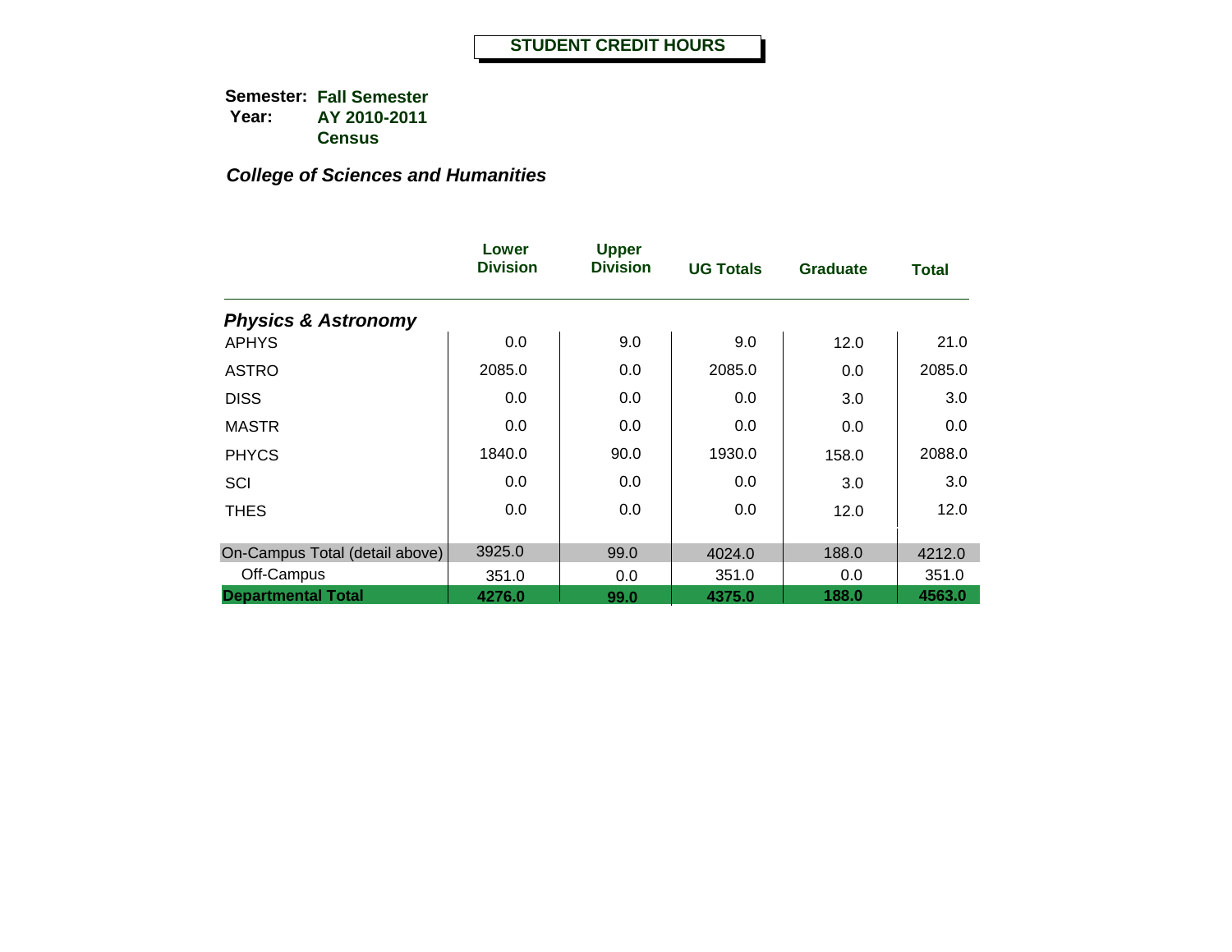# STUDENT CREDIT HOURS

**Semester:** **Fall Semester**
**Year:** **AY 2010-2011**
**Census**

***College of Sciences and Humanities***

| | Lower Division | Upper Division | UG Totals | Graduate | Total |
|---|---|---|---|---|---|
| ***Physics & Astronomy*** | | | | | |
| APHYS | 0.0 | 9.0 | 9.0 | 12.0 | 21.0 |
| ASTRO | 2085.0 | 0.0 | 2085.0 | 0.0 | 2085.0 |
| DISS | 0.0 | 0.0 | 0.0 | 3.0 | 3.0 |
| MASTR | 0.0 | 0.0 | 0.0 | 0.0 | 0.0 |
| PHYCS | 1840.0 | 90.0 | 1930.0 | 158.0 | 2088.0 |
| SCI | 0.0 | 0.0 | 0.0 | 3.0 | 3.0 |
| THES | 0.0 | 0.0 | 0.0 | 12.0 | 12.0 |
| On-Campus Total (detail above) | 3925.0 | 99.0 | 4024.0 | 188.0 | 4212.0 |
| Off-Campus | 351.0 | 0.0 | 351.0 | 0.0 | 351.0 |
| **Departmental Total** | **4276.0** | **99.0** | **4375.0** | **188.0** | **4563.0** |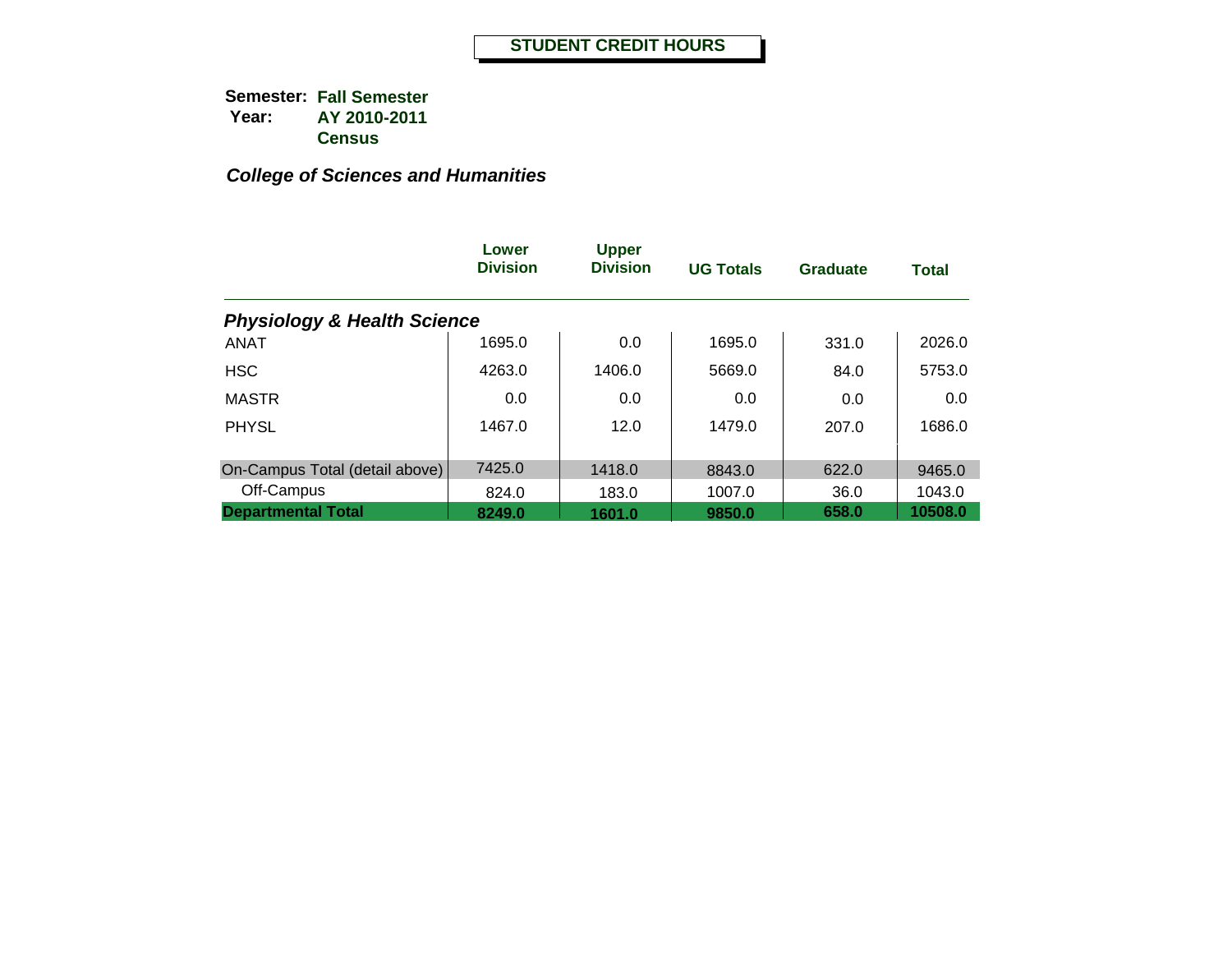# STUDENT CREDIT HOURS

**Semester:** **Fall Semester**
**Year:** **AY 2010-2011**
**Census**

***College of Sciences and Humanities***

| | Lower Division | Upper Division | UG Totals | Graduate | Total |
|---|---|---|---|---|---|
| ***Physiology & Health Science*** | | | | | |
| ANAT | 1695.0 | 0.0 | 1695.0 | 331.0 | 2026.0 |
| HSC | 4263.0 | 1406.0 | 5669.0 | 84.0 | 5753.0 |
| MASTR | 0.0 | 0.0 | 0.0 | 0.0 | 0.0 |
| PHYSL | 1467.0 | 12.0 | 1479.0 | 207.0 | 1686.0 |
| On-Campus Total (detail above) | 7425.0 | 1418.0 | 8843.0 | 622.0 | 9465.0 |
| Off-Campus | 824.0 | 183.0 | 1007.0 | 36.0 | 1043.0 |
| **Departmental Total** | **8249.0** | **1601.0** | **9850.0** | **658.0** | **10508.0** |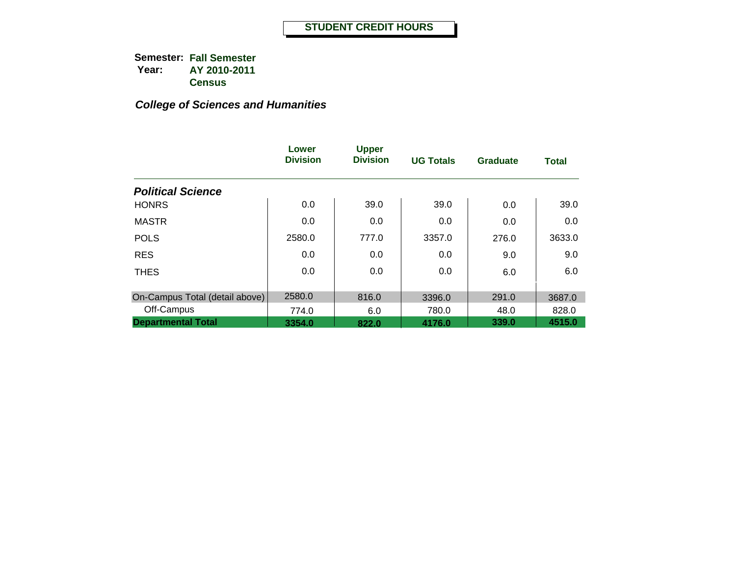# STUDENT CREDIT HOURS

**Semester:** **Fall Semester**
**Year:** **AY 2010-2011**
**Census**

***College of Sciences and Humanities***

| | Lower Division | Upper Division | UG Totals | Graduate | Total |
|---|---|---|---|---|---|
| ***Political Science*** | | | | | |
| HONRS | 0.0 | 39.0 | 39.0 | 0.0 | 39.0 |
| MASTR | 0.0 | 0.0 | 0.0 | 0.0 | 0.0 |
| POLS | 2580.0 | 777.0 | 3357.0 | 276.0 | 3633.0 |
| RES | 0.0 | 0.0 | 0.0 | 9.0 | 9.0 |
| THES | 0.0 | 0.0 | 0.0 | 6.0 | 6.0 |
| On-Campus Total (detail above) | 2580.0 | 816.0 | 3396.0 | 291.0 | 3687.0 |
| Off-Campus | 774.0 | 6.0 | 780.0 | 48.0 | 828.0 |
| **Departmental Total** | **3354.0** | **822.0** | **4176.0** | **339.0** | **4515.0** |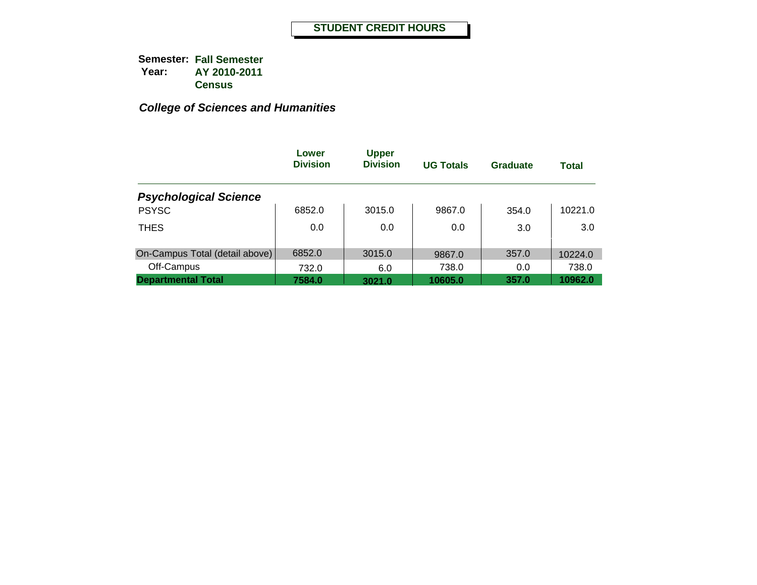# STUDENT CREDIT HOURS

**Semester:** **Fall Semester**
**Year:** **AY 2010-2011**
**Census**

***College of Sciences and Humanities***

| | Lower Division | Upper Division | UG Totals | Graduate | Total |
|---|---|---|---|---|---|
| ***Psychological Science*** | | | | | |
| PSYSC | 6852.0 | 3015.0 | 9867.0 | 354.0 | 10221.0 |
| THES | 0.0 | 0.0 | 0.0 | 3.0 | 3.0 |
| On-Campus Total (detail above) | 6852.0 | 3015.0 | 9867.0 | 357.0 | 10224.0 |
| Off-Campus | 732.0 | 6.0 | 738.0 | 0.0 | 738.0 |
| **Departmental Total** | **7584.0** | **3021.0** | **10605.0** | **357.0** | **10962.0** |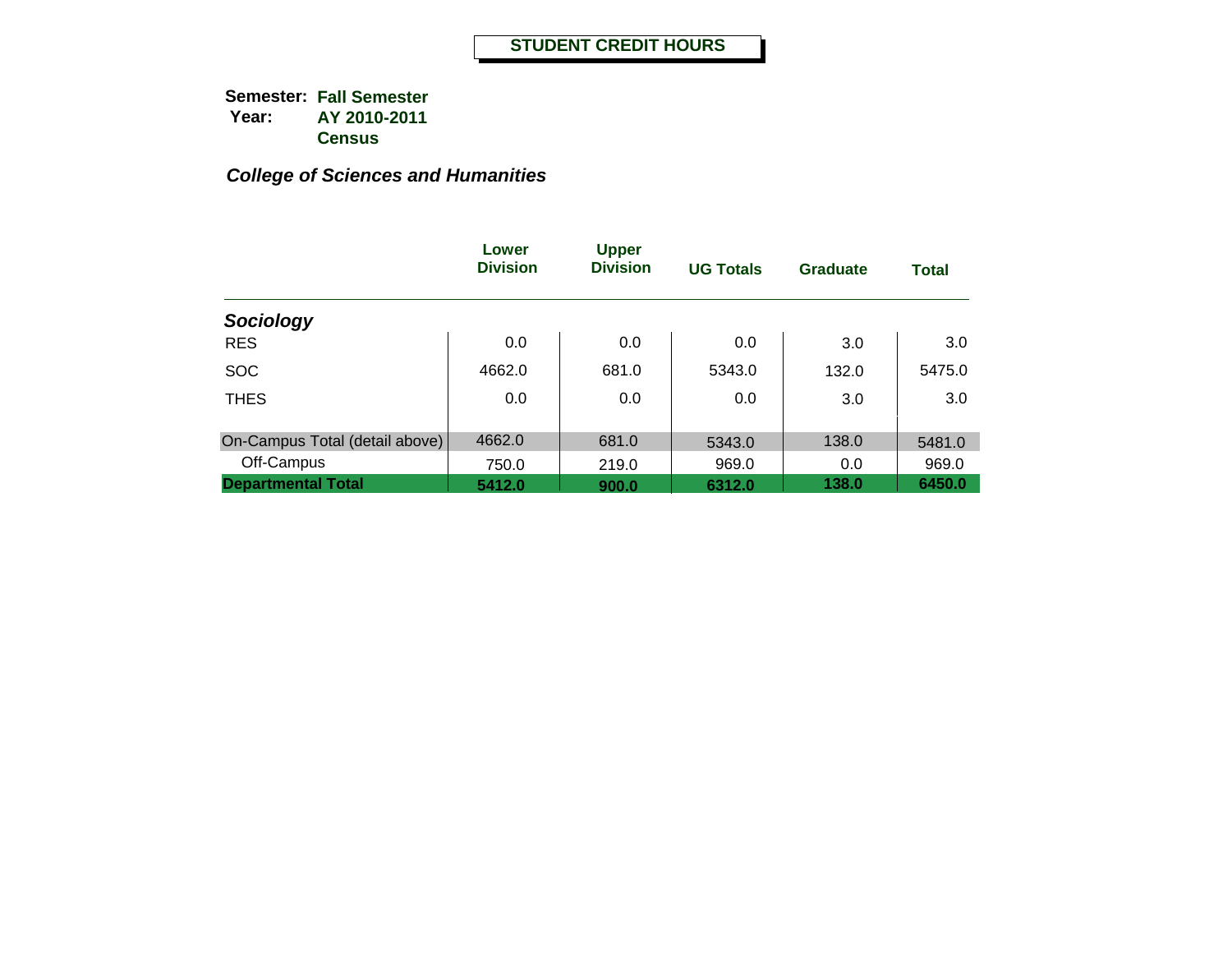# STUDENT CREDIT HOURS

**Semester:** **Fall Semester**
**Year:** **AY 2010-2011**
**Census**

***College of Sciences and Humanities***

| | Lower Division | Upper Division | UG Totals | Graduate | Total |
|---|---|---|---|---|---|
| ***Sociology*** | | | | | |
| RES | 0.0 | 0.0 | 0.0 | 3.0 | 3.0 |
| SOC | 4662.0 | 681.0 | 5343.0 | 132.0 | 5475.0 |
| THES | 0.0 | 0.0 | 0.0 | 3.0 | 3.0 |
| On-Campus Total (detail above) | 4662.0 | 681.0 | 5343.0 | 138.0 | 5481.0 |
| Off-Campus | 750.0 | 219.0 | 969.0 | 0.0 | 969.0 |
| **Departmental Total** | **5412.0** | **900.0** | **6312.0** | **138.0** | **6450.0** |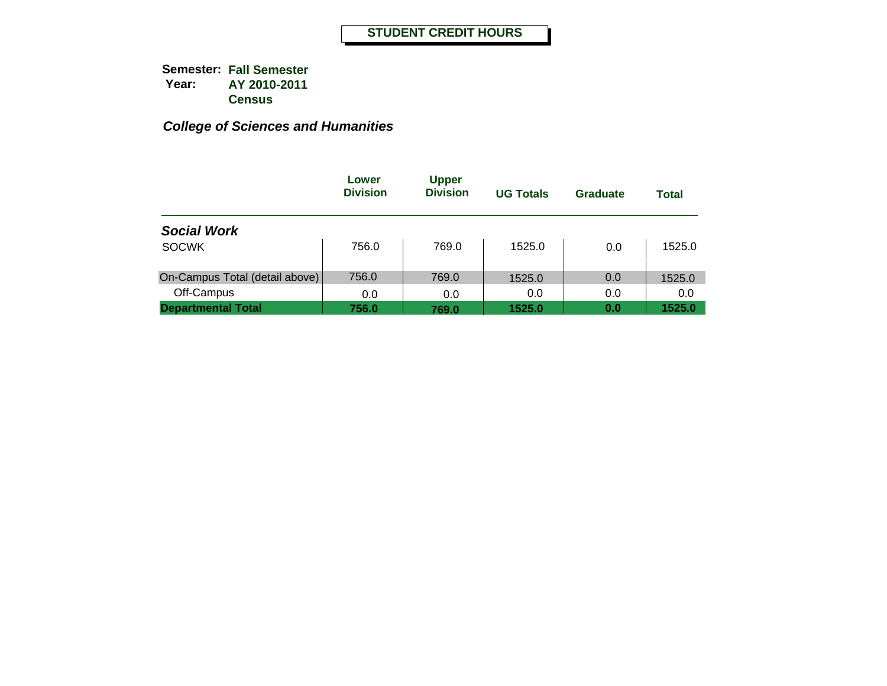# STUDENT CREDIT HOURS

**Semester:** **Fall Semester**
**Year:** **AY 2010-2011**
**Census**

***College of Sciences and Humanities***

| | Lower Division | Upper Division | UG Totals | Graduate | Total |
|---|---|---|---|---|---|
| ***Social Work*** | | | | | |
| SOCWK | 756.0 | 769.0 | 1525.0 | 0.0 | 1525.0 |
| On-Campus Total (detail above) | 756.0 | 769.0 | 1525.0 | 0.0 | 1525.0 |
| Off-Campus | 0.0 | 0.0 | 0.0 | 0.0 | 0.0 |
| **Departmental Total** | **756.0** | **769.0** | **1525.0** | **0.0** | **1525.0** |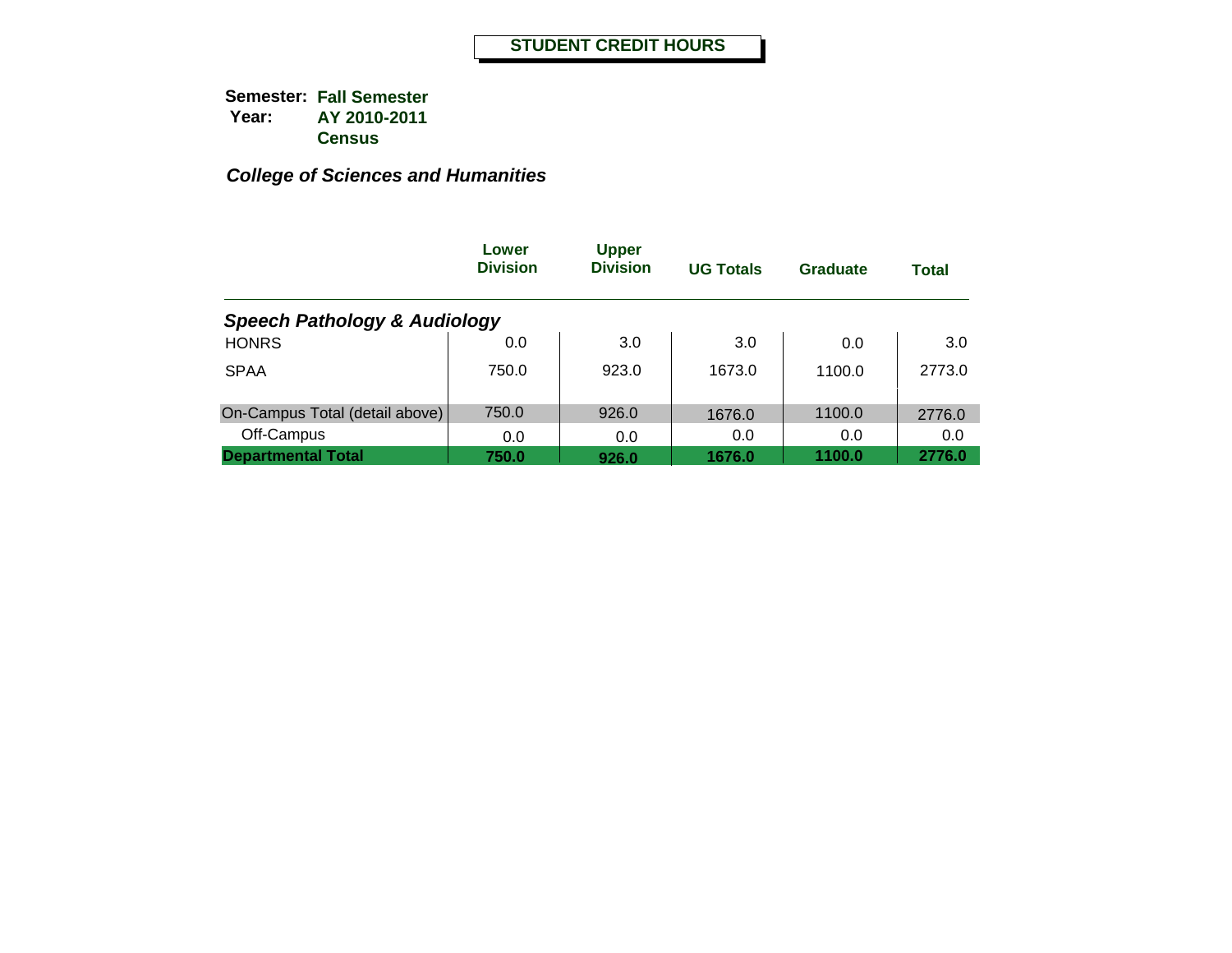# STUDENT CREDIT HOURS

**Semester:** **Fall Semester**
**Year:** **AY 2010-2011**
**Census**

***College of Sciences and Humanities***

| | Lower Division | Upper Division | UG Totals | Graduate | Total |
|---|---|---|---|---|---|
| ***Speech Pathology & Audiology*** | | | | | |
| HONRS | 0.0 | 3.0 | 3.0 | 0.0 | 3.0 |
| SPAA | 750.0 | 923.0 | 1673.0 | 1100.0 | 2773.0 |
| On-Campus Total (detail above) | 750.0 | 926.0 | 1676.0 | 1100.0 | 2776.0 |
| Off-Campus | 0.0 | 0.0 | 0.0 | 0.0 | 0.0 |
| **Departmental Total** | **750.0** | **926.0** | **1676.0** | **1100.0** | **2776.0** |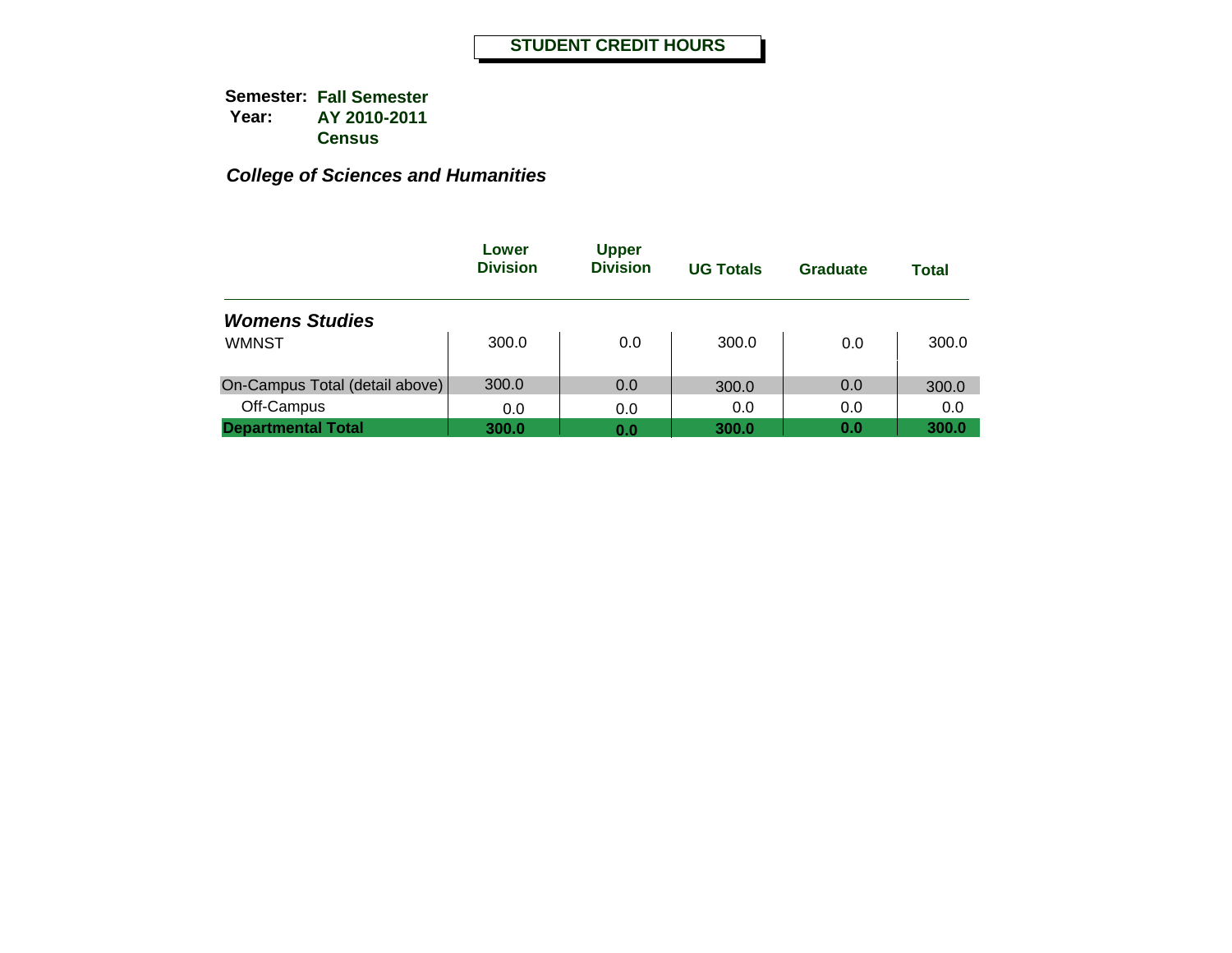# STUDENT CREDIT HOURS

**Semester:** **Fall Semester**
**Year:** **AY 2010-2011**
**Census**

***College of Sciences and Humanities***

| | Lower Division | Upper Division | UG Totals | Graduate | Total |
|---|---|---|---|---|---|
| ***Womens Studies*** | | | | | |
| WMNST | 300.0 | 0.0 | 300.0 | 0.0 | 300.0 |
| On-Campus Total (detail above) | 300.0 | 0.0 | 300.0 | 0.0 | 300.0 |
| Off-Campus | 0.0 | 0.0 | 0.0 | 0.0 | 0.0 |
| **Departmental Total** | **300.0** | **0.0** | **300.0** | **0.0** | **300.0** |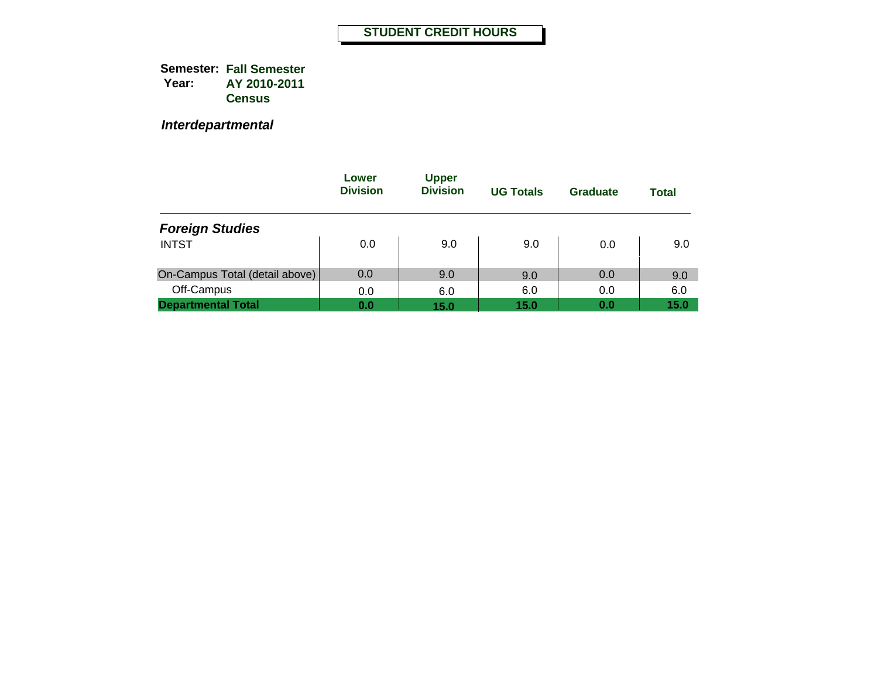# STUDENT CREDIT HOURS

**Semester:** **Fall Semester**
**Year:** **AY 2010-2011**
**Census**

***Interdepartmental***

| | Lower Division | Upper Division | UG Totals | Graduate | Total |
|---|---|---|---|---|---|
| ***Foreign Studies*** | | | | | |
| INTST | 0.0 | 9.0 | 9.0 | 0.0 | 9.0 |
| On-Campus Total (detail above) | 0.0 | 9.0 | 9.0 | 0.0 | 9.0 |
| Off-Campus | 0.0 | 6.0 | 6.0 | 0.0 | 6.0 |
| **Departmental Total** | **0.0** | **15.0** | **15.0** | **0.0** | **15.0** |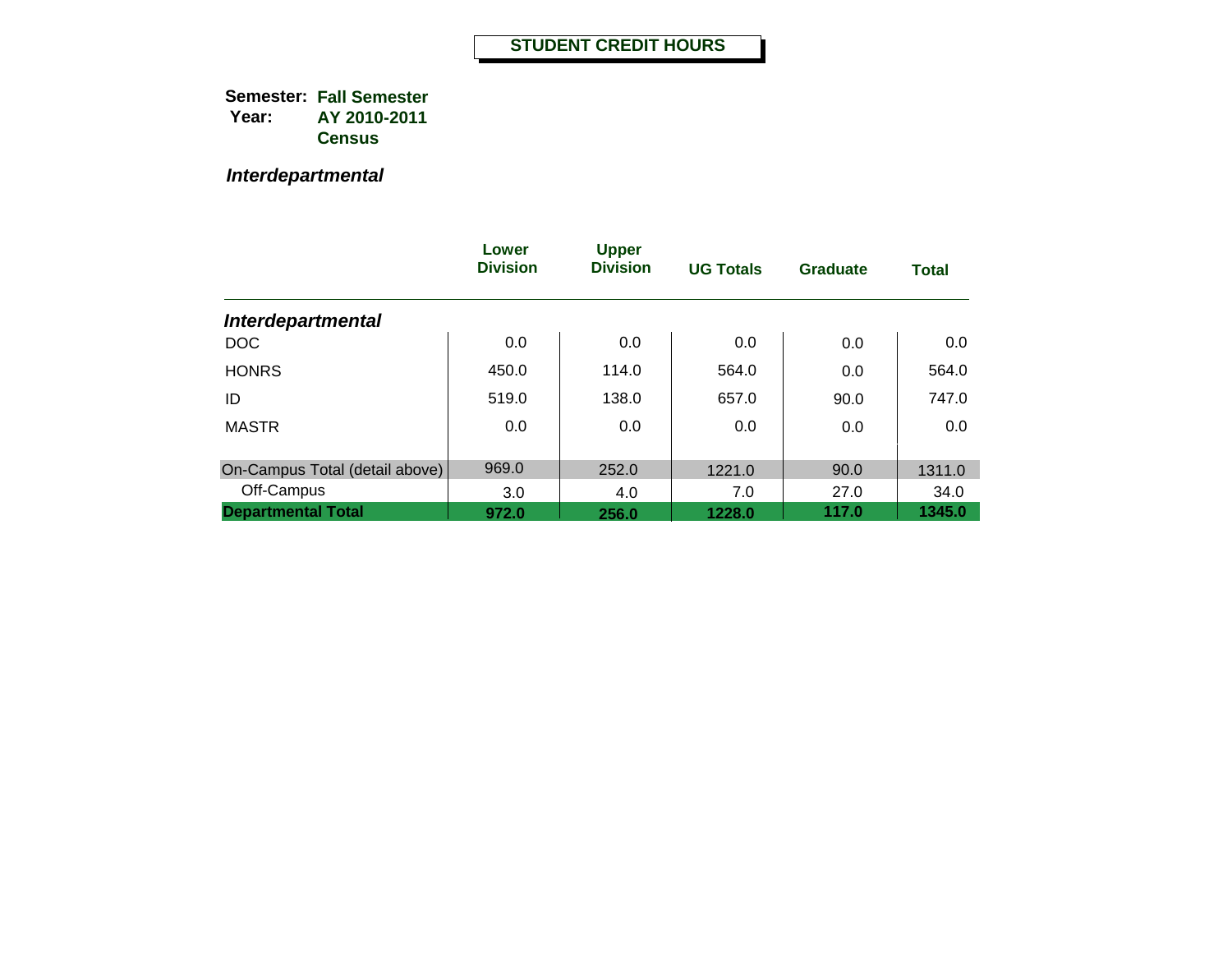# STUDENT CREDIT HOURS

**Semester:** **Fall Semester**
**Year:** **AY 2010-2011**
**Census**

***Interdepartmental***

| | Lower Division | Upper Division | UG Totals | Graduate | Total |
|---|---|---|---|---|---|
| ***Interdepartmental*** | | | | | |
| DOC | 0.0 | 0.0 | 0.0 | 0.0 | 0.0 |
| HONRS | 450.0 | 114.0 | 564.0 | 0.0 | 564.0 |
| ID | 519.0 | 138.0 | 657.0 | 90.0 | 747.0 |
| MASTR | 0.0 | 0.0 | 0.0 | 0.0 | 0.0 |
| On-Campus Total (detail above) | 969.0 | 252.0 | 1221.0 | 90.0 | 1311.0 |
| Off-Campus | 3.0 | 4.0 | 7.0 | 27.0 | 34.0 |
| **Departmental Total** | **972.0** | **256.0** | **1228.0** | **117.0** | **1345.0** |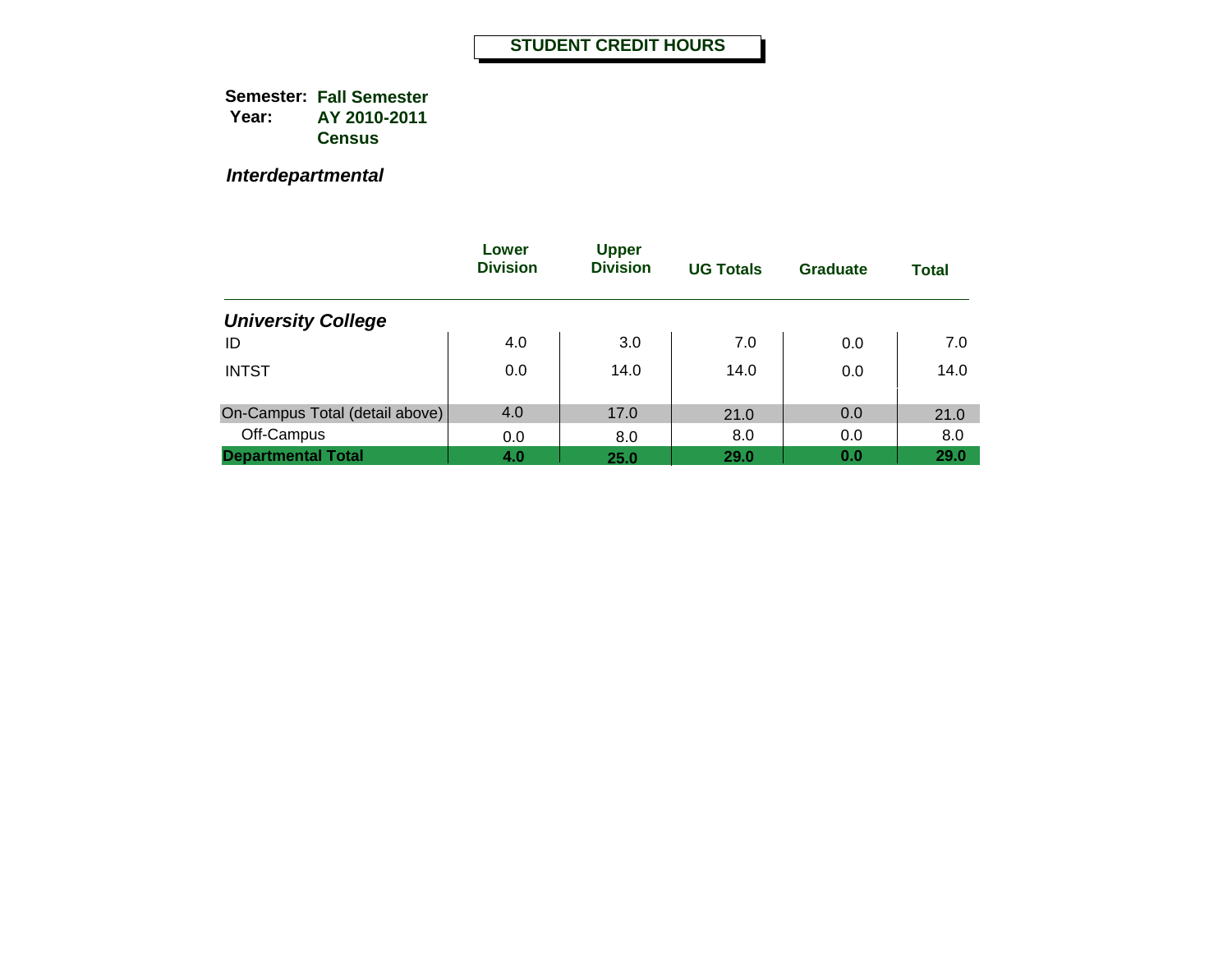# STUDENT CREDIT HOURS

**Semester:** **Fall Semester**
**Year:** **AY 2010-2011**
**Census**

***Interdepartmental***

| | Lower Division | Upper Division | UG Totals | Graduate | Total |
|---|---|---|---|---|---|
| ***University College*** | | | | | |
| ID | 4.0 | 3.0 | 7.0 | 0.0 | 7.0 |
| INTST | 0.0 | 14.0 | 14.0 | 0.0 | 14.0 |
| On-Campus Total (detail above) | 4.0 | 17.0 | 21.0 | 0.0 | 21.0 |
| Off-Campus | 0.0 | 8.0 | 8.0 | 0.0 | 8.0 |
| **Departmental Total** | **4.0** | **25.0** | **29.0** | **0.0** | **29.0** |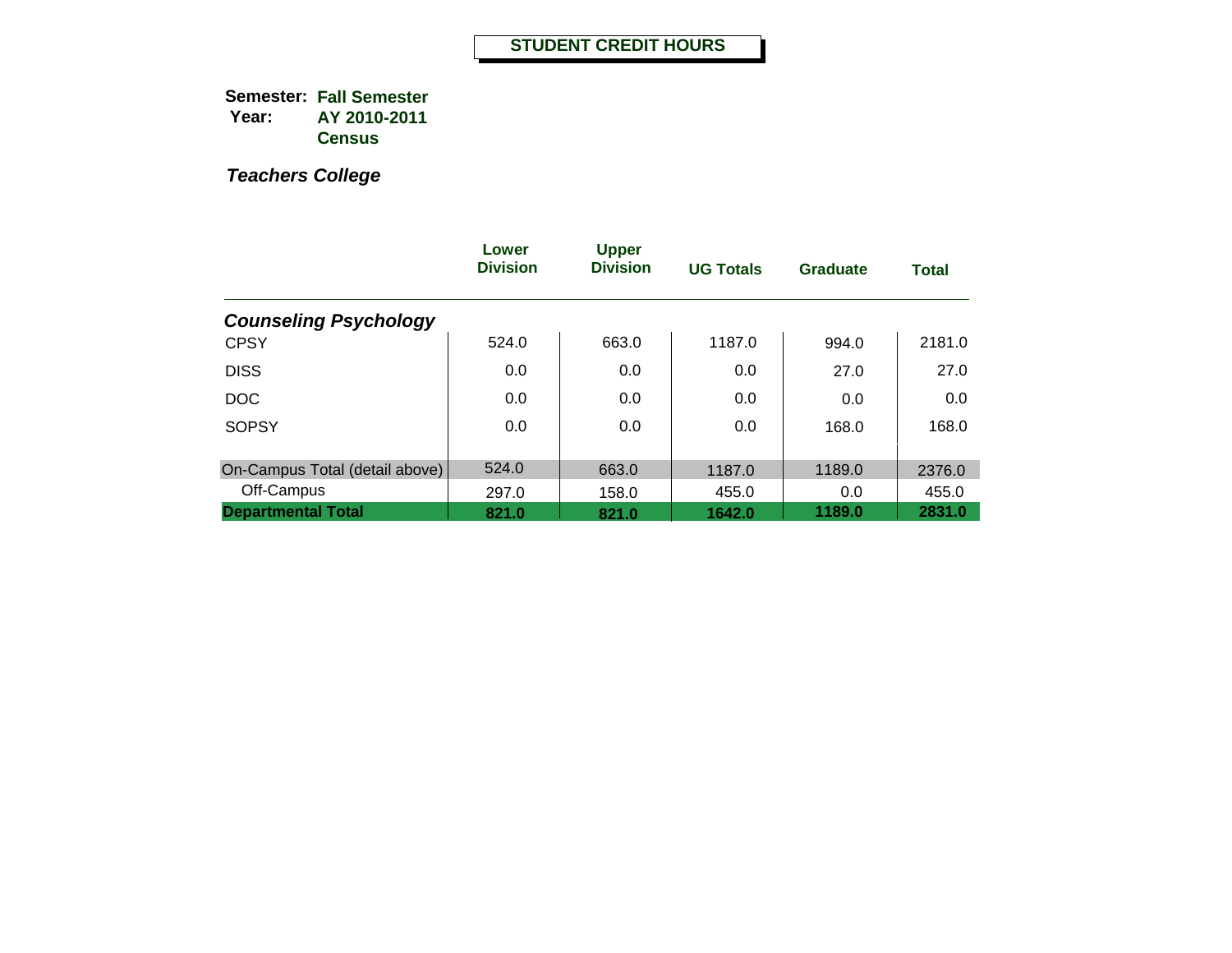# STUDENT CREDIT HOURS

**Semester:** **Fall Semester**
**Year:** **AY 2010-2011**
**Census**

***Teachers College***

| | Lower Division | Upper Division | UG Totals | Graduate | Total |
|---|---|---|---|---|---|
| ***Counseling Psychology*** | | | | | |
| CPSY | 524.0 | 663.0 | 1187.0 | 994.0 | 2181.0 |
| DISS | 0.0 | 0.0 | 0.0 | 27.0 | 27.0 |
| DOC | 0.0 | 0.0 | 0.0 | 0.0 | 0.0 |
| SOPSY | 0.0 | 0.0 | 0.0 | 168.0 | 168.0 |
| On-Campus Total (detail above) | 524.0 | 663.0 | 1187.0 | 1189.0 | 2376.0 |
| Off-Campus | 297.0 | 158.0 | 455.0 | 0.0 | 455.0 |
| **Departmental Total** | **821.0** | **821.0** | **1642.0** | **1189.0** | **2831.0** |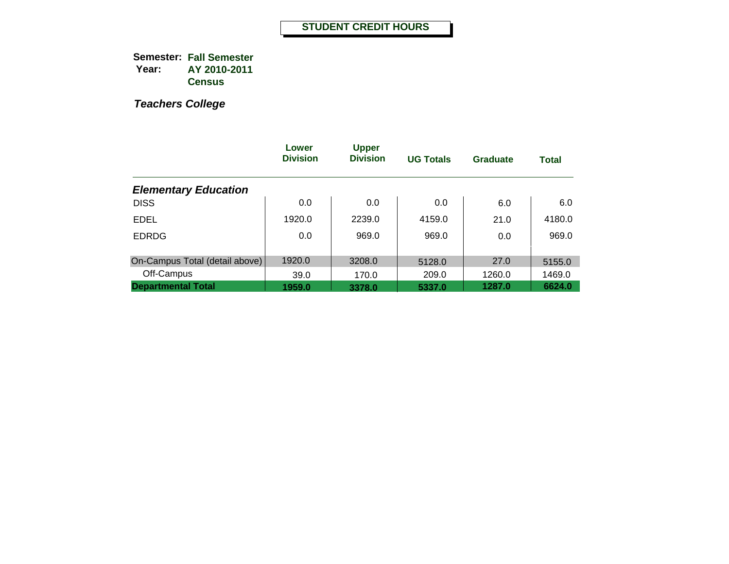# STUDENT CREDIT HOURS

**Semester:** **Fall Semester**
**Year:** **AY 2010-2011**
**Census**

***Teachers College***

| | Lower Division | Upper Division | UG Totals | Graduate | Total |
|---|---|---|---|---|---|
| ***Elementary Education*** | | | | | |
| DISS | 0.0 | 0.0 | 0.0 | 6.0 | 6.0 |
| EDEL | 1920.0 | 2239.0 | 4159.0 | 21.0 | 4180.0 |
| EDRDG | 0.0 | 969.0 | 969.0 | 0.0 | 969.0 |
| On-Campus Total (detail above) | 1920.0 | 3208.0 | 5128.0 | 27.0 | 5155.0 |
| Off-Campus | 39.0 | 170.0 | 209.0 | 1260.0 | 1469.0 |
| **Departmental Total** | **1959.0** | **3378.0** | **5337.0** | **1287.0** | **6624.0** |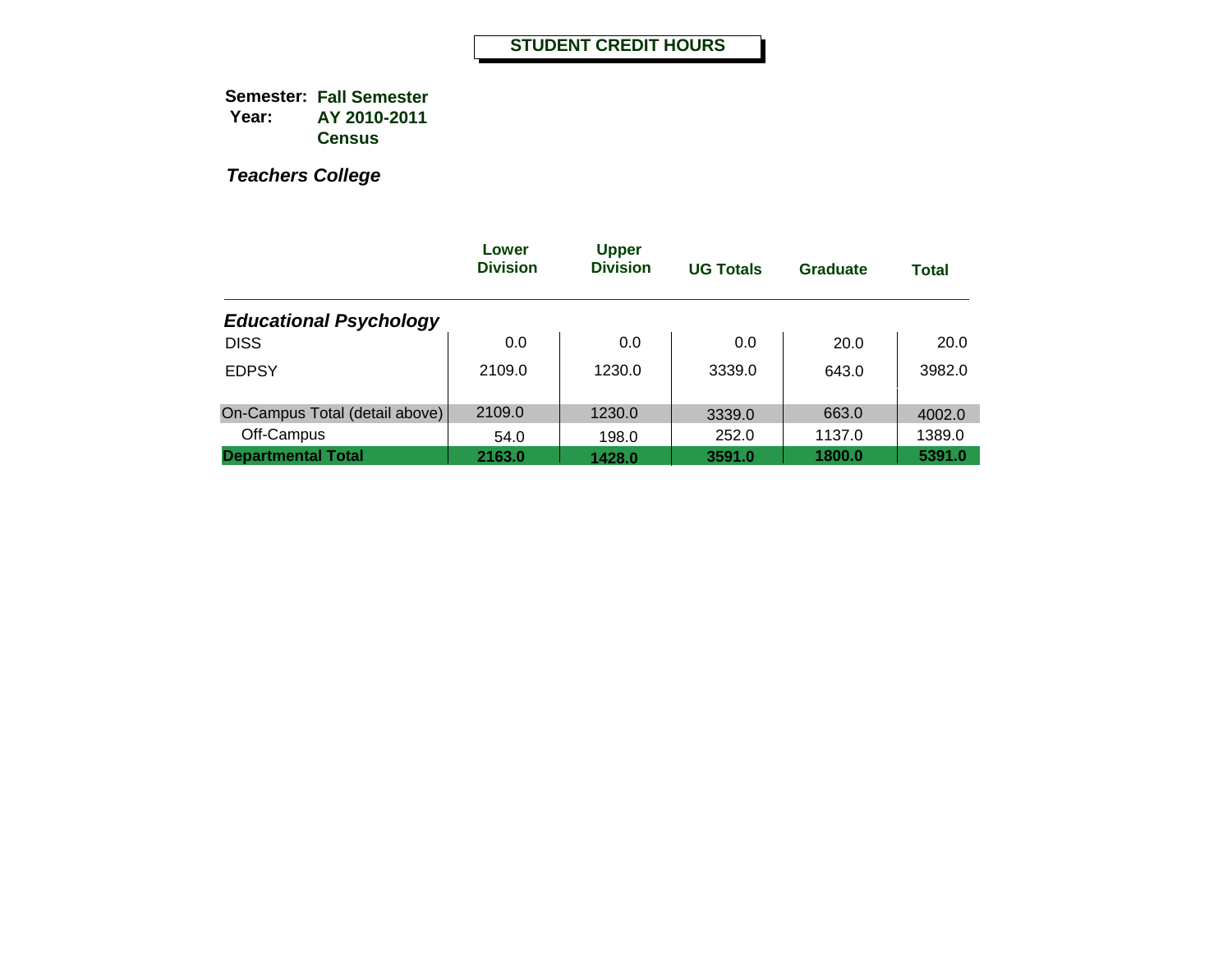# STUDENT CREDIT HOURS

**Semester:** **Fall Semester**
**Year:** **AY 2010-2011**
**Census**

***Teachers College***

| | Lower Division | Upper Division | UG Totals | Graduate | Total |
|---|---|---|---|---|---|
| ***Educational Psychology*** | | | | | |
| DISS | 0.0 | 0.0 | 0.0 | 20.0 | 20.0 |
| EDPSY | 2109.0 | 1230.0 | 3339.0 | 643.0 | 3982.0 |
| On-Campus Total (detail above) | 2109.0 | 1230.0 | 3339.0 | 663.0 | 4002.0 |
| Off-Campus | 54.0 | 198.0 | 252.0 | 1137.0 | 1389.0 |
| **Departmental Total** | **2163.0** | **1428.0** | **3591.0** | **1800.0** | **5391.0** |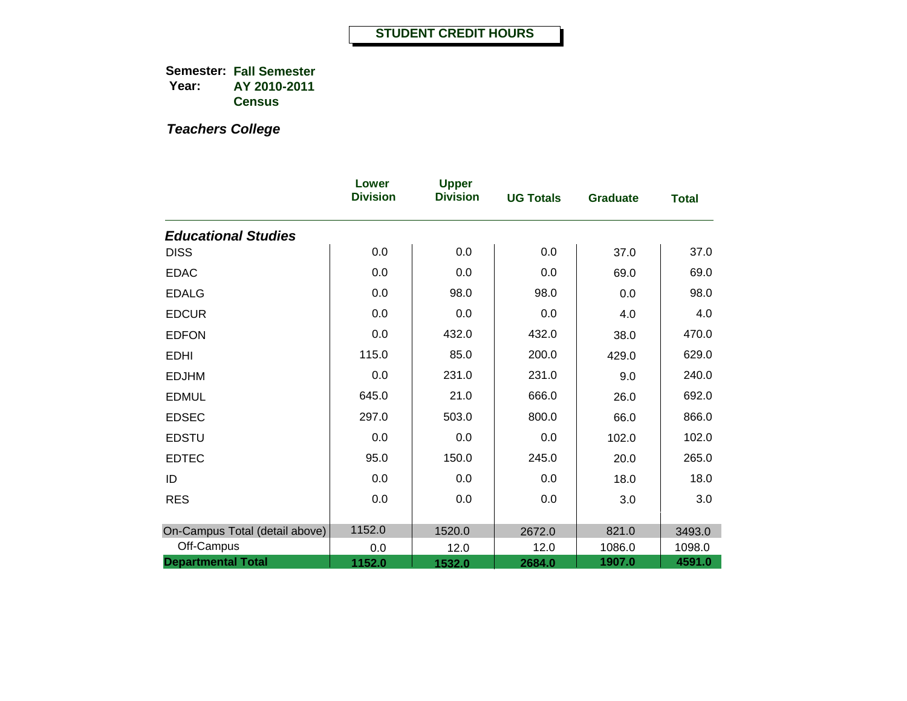# STUDENT CREDIT HOURS

**Semester:** **Fall Semester**
**Year:** **AY 2010-2011**
**Census**

***Teachers College***

| | Lower Division | Upper Division | UG Totals | Graduate | Total |
|---|---|---|---|---|---|
| ***Educational Studies*** | | | | | |
| DISS | 0.0 | 0.0 | 0.0 | 37.0 | 37.0 |
| EDAC | 0.0 | 0.0 | 0.0 | 69.0 | 69.0 |
| EDALG | 0.0 | 98.0 | 98.0 | 0.0 | 98.0 |
| EDCUR | 0.0 | 0.0 | 0.0 | 4.0 | 4.0 |
| EDFON | 0.0 | 432.0 | 432.0 | 38.0 | 470.0 |
| EDHI | 115.0 | 85.0 | 200.0 | 429.0 | 629.0 |
| EDJHM | 0.0 | 231.0 | 231.0 | 9.0 | 240.0 |
| EDMUL | 645.0 | 21.0 | 666.0 | 26.0 | 692.0 |
| EDSEC | 297.0 | 503.0 | 800.0 | 66.0 | 866.0 |
| EDSTU | 0.0 | 0.0 | 0.0 | 102.0 | 102.0 |
| EDTEC | 95.0 | 150.0 | 245.0 | 20.0 | 265.0 |
| ID | 0.0 | 0.0 | 0.0 | 18.0 | 18.0 |
| RES | 0.0 | 0.0 | 0.0 | 3.0 | 3.0 |
| On-Campus Total (detail above) | 1152.0 | 1520.0 | 2672.0 | 821.0 | 3493.0 |
| Off-Campus | 0.0 | 12.0 | 12.0 | 1086.0 | 1098.0 |
| **Departmental Total** | **1152.0** | **1532.0** | **2684.0** | **1907.0** | **4591.0** |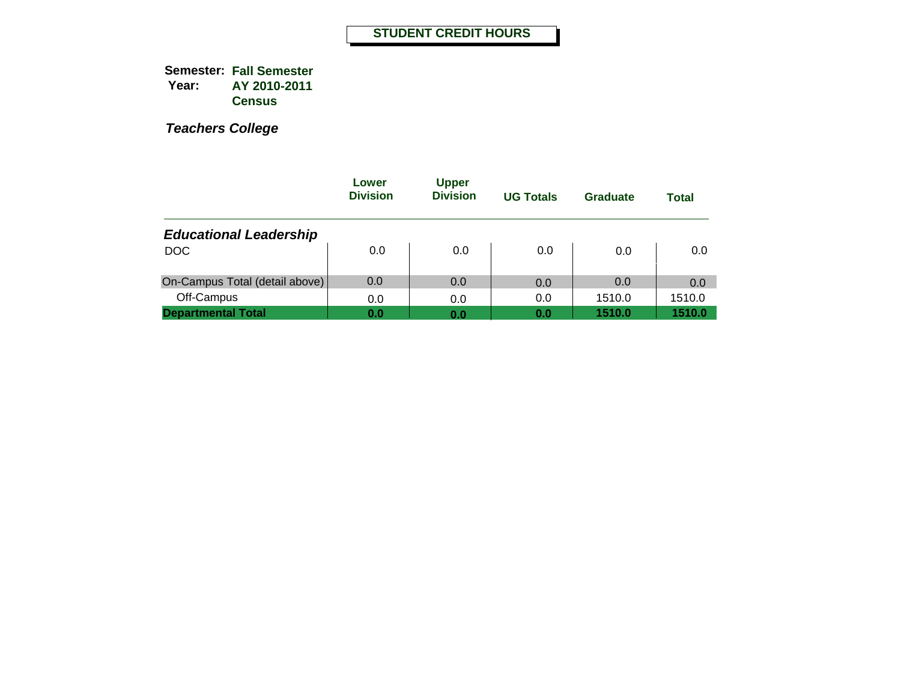# STUDENT CREDIT HOURS

**Semester:** **Fall Semester**
**Year:** **AY 2010-2011**
**Census**

***Teachers College***

| | Lower Division | Upper Division | UG Totals | Graduate | Total |
|---|---|---|---|---|---|
| ***Educational Leadership*** | | | | | |
| DOC | 0.0 | 0.0 | 0.0 | 0.0 | 0.0 |
| On-Campus Total (detail above) | 0.0 | 0.0 | 0.0 | 0.0 | 0.0 |
| Off-Campus | 0.0 | 0.0 | 0.0 | 1510.0 | 1510.0 |
| **Departmental Total** | **0.0** | **0.0** | **0.0** | **1510.0** | **1510.0** |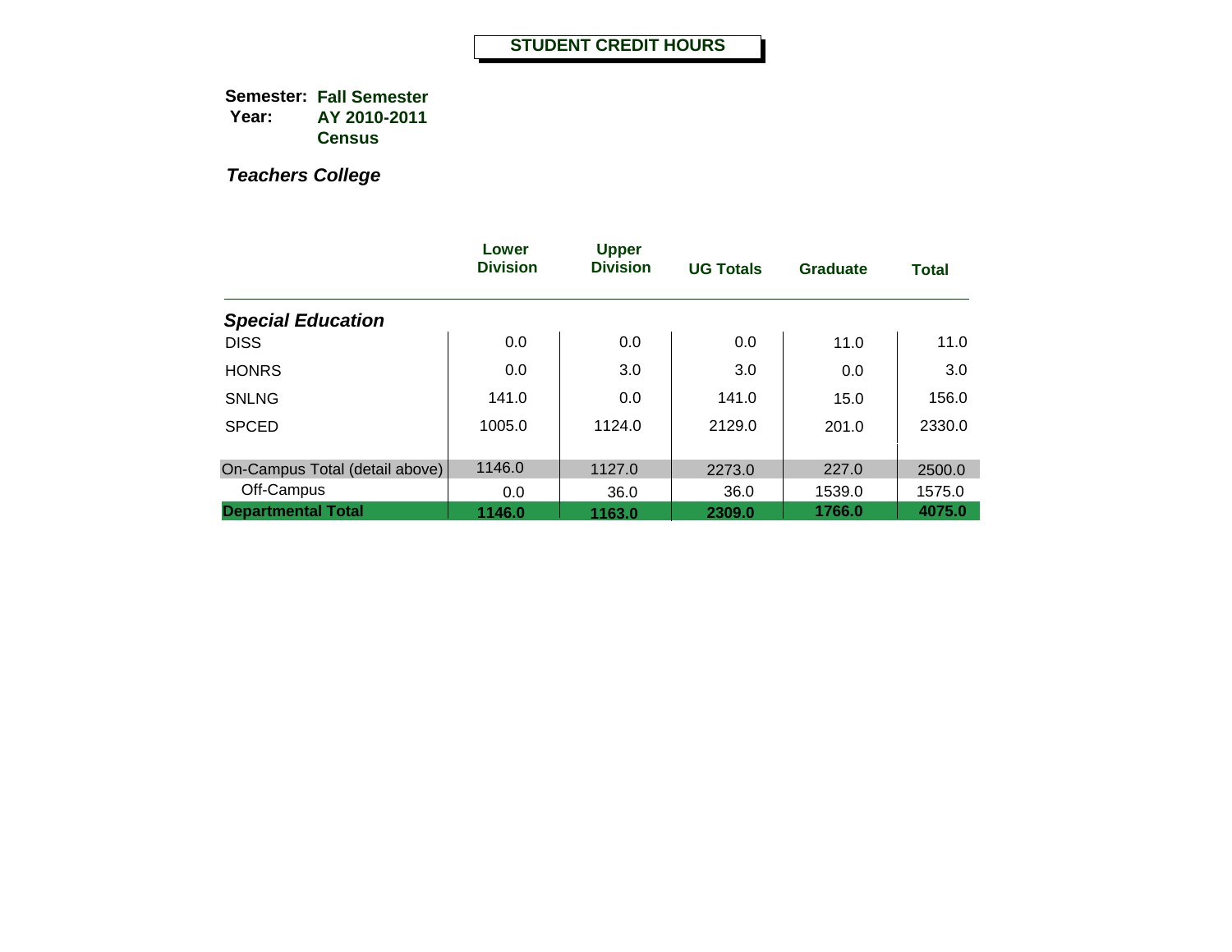# STUDENT CREDIT HOURS

**Semester:** **Fall Semester**
**Year:** **AY 2010-2011**
**Census**

***Teachers College***

| | Lower Division | Upper Division | UG Totals | Graduate | Total |
|---|---|---|---|---|---|
| ***Special Education*** | | | | | |
| DISS | 0.0 | 0.0 | 0.0 | 11.0 | 11.0 |
| HONRS | 0.0 | 3.0 | 3.0 | 0.0 | 3.0 |
| SNLNG | 141.0 | 0.0 | 141.0 | 15.0 | 156.0 |
| SPCED | 1005.0 | 1124.0 | 2129.0 | 201.0 | 2330.0 |
| On-Campus Total (detail above) | 1146.0 | 1127.0 | 2273.0 | 227.0 | 2500.0 |
| Off-Campus | 0.0 | 36.0 | 36.0 | 1539.0 | 1575.0 |
| **Departmental Total** | **1146.0** | **1163.0** | **2309.0** | **1766.0** | **4075.0** |